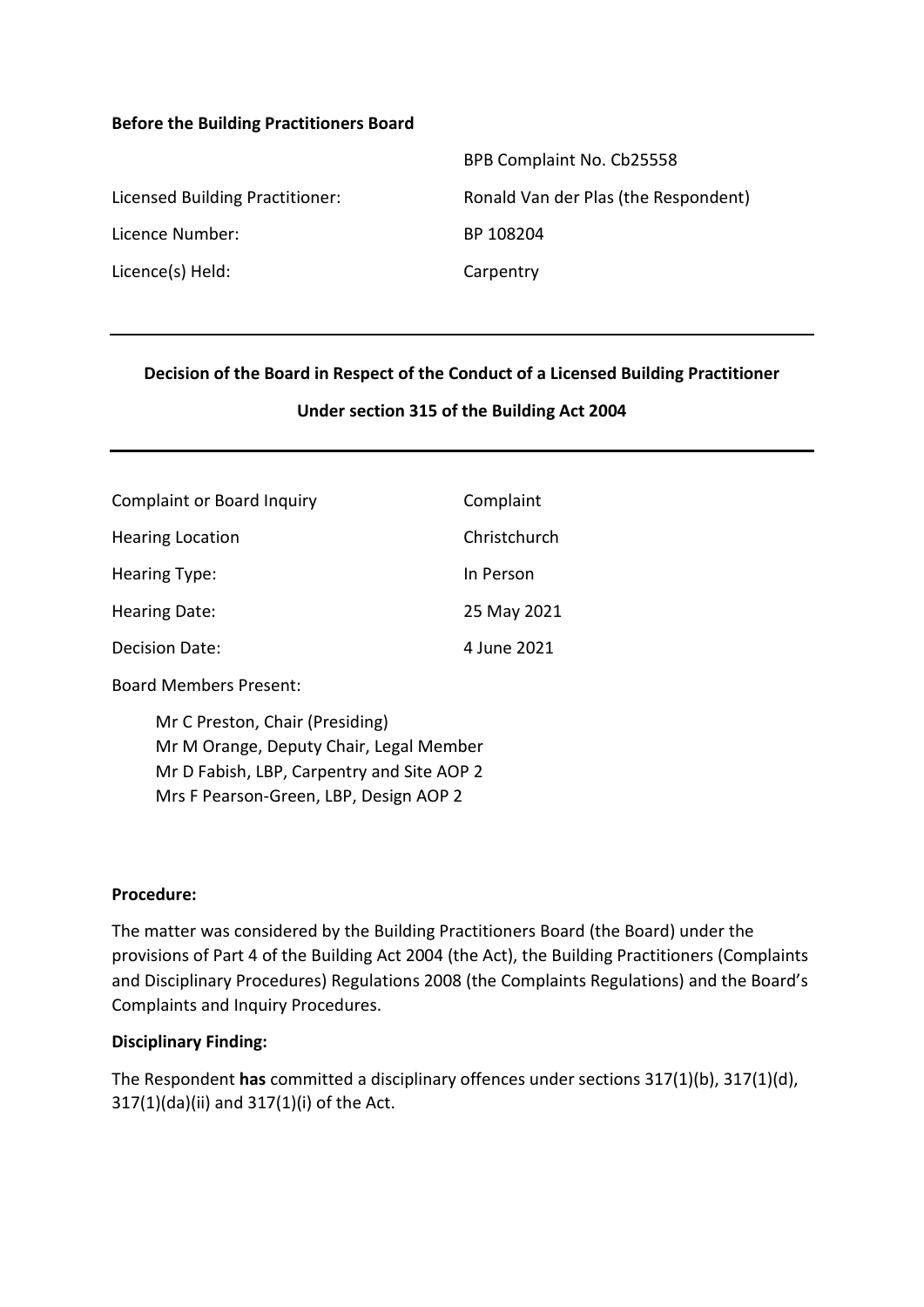**Before the Building Practitioners Board**

| | |
|---|---|
| | BPB Complaint No. Cb25558 |
| Licensed Building Practitioner: | Ronald Van der Plas (the Respondent) |
| Licence Number: | BP 108204 |
| Licence(s) Held: | Carpentry |

---

**Decision of the Board in Respect of the Conduct of a Licensed Building Practitioner**

**Under section 315 of the Building Act 2004**

---

| | |
|---|---|
| Complaint or Board Inquiry | Complaint |
| Hearing Location | Christchurch |
| Hearing Type: | In Person |
| Hearing Date: | 25 May 2021 |
| Decision Date: | 4 June 2021 |

Board Members Present:

Mr C Preston, Chair (Presiding)
Mr M Orange, Deputy Chair, Legal Member
Mr D Fabish, LBP, Carpentry and Site AOP 2
Mrs F Pearson-Green, LBP, Design AOP 2

**Procedure:**

The matter was considered by the Building Practitioners Board (the Board) under the provisions of Part 4 of the Building Act 2004 (the Act), the Building Practitioners (Complaints and Disciplinary Procedures) Regulations 2008 (the Complaints Regulations) and the Board's Complaints and Inquiry Procedures.

**Disciplinary Finding:**

The Respondent **has** committed a disciplinary offences under sections 317(1)(b), 317(1)(d), 317(1)(da)(ii) and 317(1)(i) of the Act.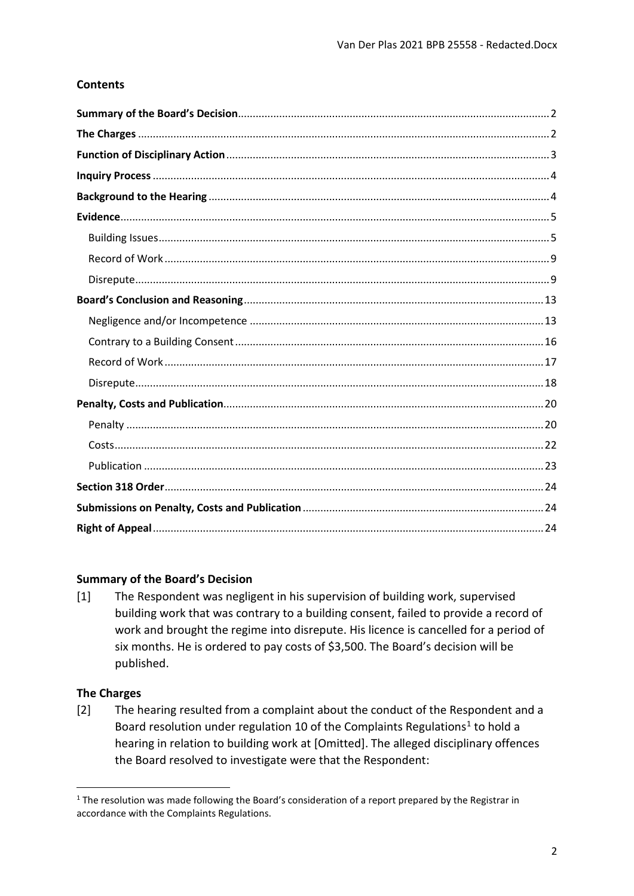## Contents

| | |
|---|---|
| **Summary of the Board's Decision** | 2 |
| **The Charges** | 2 |
| **Function of Disciplinary Action** | 3 |
| **Inquiry Process** | 4 |
| **Background to the Hearing** | 4 |
| **Evidence** | 5 |
| Building Issues | 5 |
| Record of Work | 9 |
| Disrepute | 9 |
| **Board's Conclusion and Reasoning** | 13 |
| Negligence and/or Incompetence | 13 |
| Contrary to a Building Consent | 16 |
| Record of Work | 17 |
| Disrepute | 18 |
| **Penalty, Costs and Publication** | 20 |
| Penalty | 20 |
| Costs | 22 |
| Publication | 23 |
| **Section 318 Order** | 24 |
| **Submissions on Penalty, Costs and Publication** | 24 |
| **Right of Appeal** | 24 |

### Summary of the Board's Decision

[1] The Respondent was negligent in his supervision of building work, supervised building work that was contrary to a building consent, failed to provide a record of work and brought the regime into disrepute. His licence is cancelled for a period of six months. He is ordered to pay costs of $3,500. The Board's decision will be published.

### The Charges

[2] The hearing resulted from a complaint about the conduct of the Respondent and a Board resolution under regulation 10 of the Complaints Regulations[1] to hold a hearing in relation to building work at [Omitted]. The alleged disciplinary offences the Board resolved to investigate were that the Respondent:

[1] The resolution was made following the Board's consideration of a report prepared by the Registrar in accordance with the Complaints Regulations.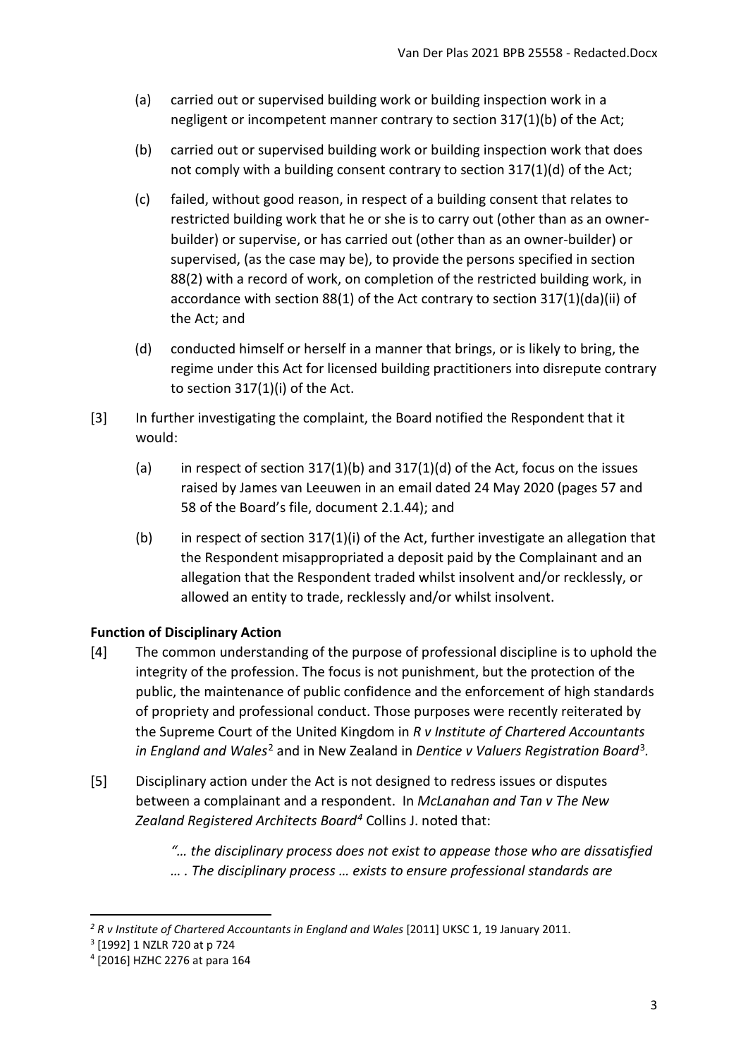(a) carried out or supervised building work or building inspection work in a negligent or incompetent manner contrary to section 317(1)(b) of the Act;

(b) carried out or supervised building work or building inspection work that does not comply with a building consent contrary to section 317(1)(d) of the Act;

(c) failed, without good reason, in respect of a building consent that relates to restricted building work that he or she is to carry out (other than as an owner-builder) or supervise, or has carried out (other than as an owner-builder) or supervised, (as the case may be), to provide the persons specified in section 88(2) with a record of work, on completion of the restricted building work, in accordance with section 88(1) of the Act contrary to section 317(1)(da)(ii) of the Act; and

(d) conducted himself or herself in a manner that brings, or is likely to bring, the regime under this Act for licensed building practitioners into disrepute contrary to section 317(1)(i) of the Act.

[3] In further investigating the complaint, the Board notified the Respondent that it would:

(a) in respect of section 317(1)(b) and 317(1)(d) of the Act, focus on the issues raised by James van Leeuwen in an email dated 24 May 2020 (pages 57 and 58 of the Board's file, document 2.1.44); and

(b) in respect of section 317(1)(i) of the Act, further investigate an allegation that the Respondent misappropriated a deposit paid by the Complainant and an allegation that the Respondent traded whilst insolvent and/or recklessly, or allowed an entity to trade, recklessly and/or whilst insolvent.

## Function of Disciplinary Action

[4] The common understanding of the purpose of professional discipline is to uphold the integrity of the profession. The focus is not punishment, but the protection of the public, the maintenance of public confidence and the enforcement of high standards of propriety and professional conduct. Those purposes were recently reiterated by the Supreme Court of the United Kingdom in *R v Institute of Chartered Accountants in England and Wales*[2] and in New Zealand in *Dentice v Valuers Registration Board*[3].

[5] Disciplinary action under the Act is not designed to redress issues or disputes between a complainant and a respondent. In *McLanahan and Tan v The New Zealand Registered Architects Board*[4] Collins J. noted that:

> *"… the disciplinary process does not exist to appease those who are dissatisfied … . The disciplinary process … exists to ensure professional standards are*

---

[2] *R v Institute of Chartered Accountants in England and Wales* [2011] UKSC 1, 19 January 2011.

[3] [1992] 1 NZLR 720 at p 724

[4] [2016] HZHC 2276 at para 164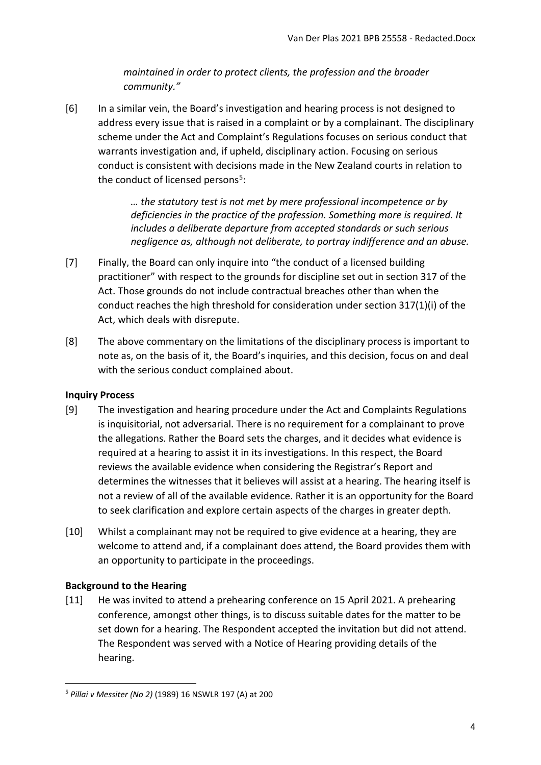*maintained in order to protect clients, the profession and the broader community."*

[6] In a similar vein, the Board's investigation and hearing process is not designed to address every issue that is raised in a complaint or by a complainant. The disciplinary scheme under the Act and Complaint's Regulations focuses on serious conduct that warrants investigation and, if upheld, disciplinary action. Focusing on serious conduct is consistent with decisions made in the New Zealand courts in relation to the conduct of licensed persons[5]:

> *… the statutory test is not met by mere professional incompetence or by deficiencies in the practice of the profession. Something more is required. It includes a deliberate departure from accepted standards or such serious negligence as, although not deliberate, to portray indifference and an abuse.*

[7] Finally, the Board can only inquire into "the conduct of a licensed building practitioner" with respect to the grounds for discipline set out in section 317 of the Act. Those grounds do not include contractual breaches other than when the conduct reaches the high threshold for consideration under section 317(1)(i) of the Act, which deals with disrepute.

[8] The above commentary on the limitations of the disciplinary process is important to note as, on the basis of it, the Board's inquiries, and this decision, focus on and deal with the serious conduct complained about.

**Inquiry Process**

[9] The investigation and hearing procedure under the Act and Complaints Regulations is inquisitorial, not adversarial. There is no requirement for a complainant to prove the allegations. Rather the Board sets the charges, and it decides what evidence is required at a hearing to assist it in its investigations. In this respect, the Board reviews the available evidence when considering the Registrar's Report and determines the witnesses that it believes will assist at a hearing. The hearing itself is not a review of all of the available evidence. Rather it is an opportunity for the Board to seek clarification and explore certain aspects of the charges in greater depth.

[10] Whilst a complainant may not be required to give evidence at a hearing, they are welcome to attend and, if a complainant does attend, the Board provides them with an opportunity to participate in the proceedings.

**Background to the Hearing**

[11] He was invited to attend a prehearing conference on 15 April 2021. A prehearing conference, amongst other things, is to discuss suitable dates for the matter to be set down for a hearing. The Respondent accepted the invitation but did not attend. The Respondent was served with a Notice of Hearing providing details of the hearing.

---

[5] *Pillai v Messiter (No 2)* (1989) 16 NSWLR 197 (A) at 200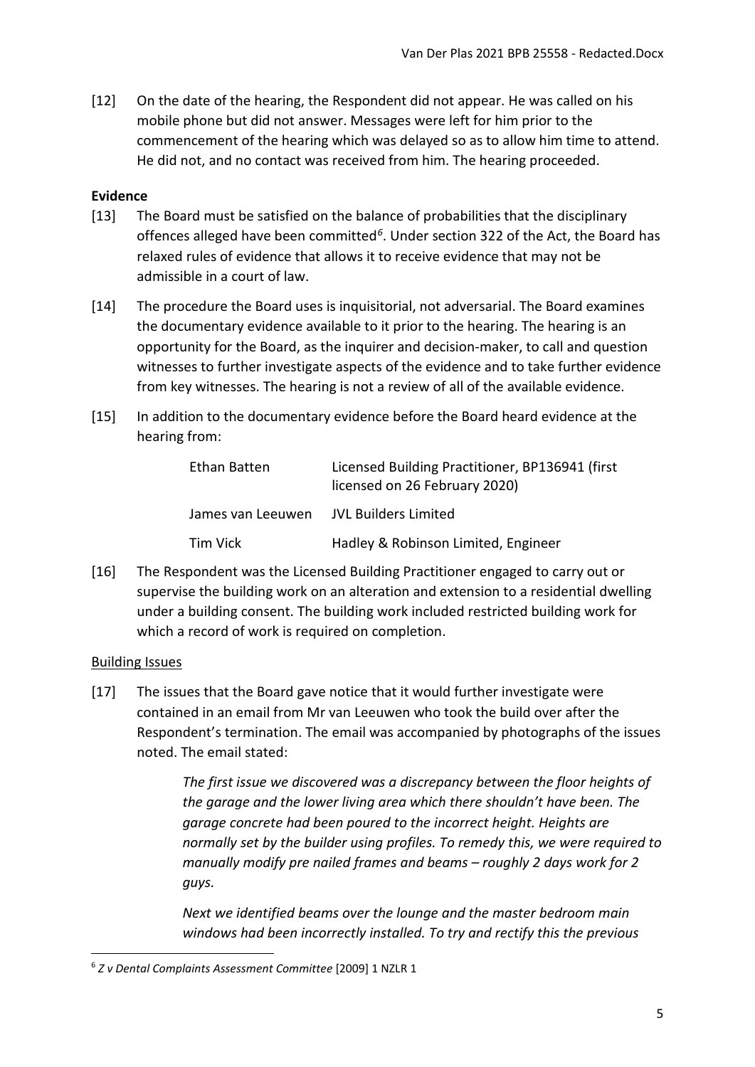[12] On the date of the hearing, the Respondent did not appear. He was called on his mobile phone but did not answer. Messages were left for him prior to the commencement of the hearing which was delayed so as to allow him time to attend. He did not, and no contact was received from him. The hearing proceeded.

**Evidence**

[13] The Board must be satisfied on the balance of probabilities that the disciplinary offences alleged have been committed[6]. Under section 322 of the Act, the Board has relaxed rules of evidence that allows it to receive evidence that may not be admissible in a court of law.

[14] The procedure the Board uses is inquisitorial, not adversarial. The Board examines the documentary evidence available to it prior to the hearing. The hearing is an opportunity for the Board, as the inquirer and decision-maker, to call and question witnesses to further investigate aspects of the evidence and to take further evidence from key witnesses. The hearing is not a review of all of the available evidence.

[15] In addition to the documentary evidence before the Board heard evidence at the hearing from:

| | |
|---|---|
| Ethan Batten | Licensed Building Practitioner, BP136941 (first licensed on 26 February 2020) |
| James van Leeuwen | JVL Builders Limited |
| Tim Vick | Hadley & Robinson Limited, Engineer |

[16] The Respondent was the Licensed Building Practitioner engaged to carry out or supervise the building work on an alteration and extension to a residential dwelling under a building consent. The building work included restricted building work for which a record of work is required on completion.

Building Issues

[17] The issues that the Board gave notice that it would further investigate were contained in an email from Mr van Leeuwen who took the build over after the Respondent's termination. The email was accompanied by photographs of the issues noted. The email stated:

> *The first issue we discovered was a discrepancy between the floor heights of the garage and the lower living area which there shouldn't have been. The garage concrete had been poured to the incorrect height. Heights are normally set by the builder using profiles. To remedy this, we were required to manually modify pre nailed frames and beams – roughly 2 days work for 2 guys.*
>
> *Next we identified beams over the lounge and the master bedroom main windows had been incorrectly installed. To try and rectify this the previous*

[6] *Z v Dental Complaints Assessment Committee* [2009] 1 NZLR 1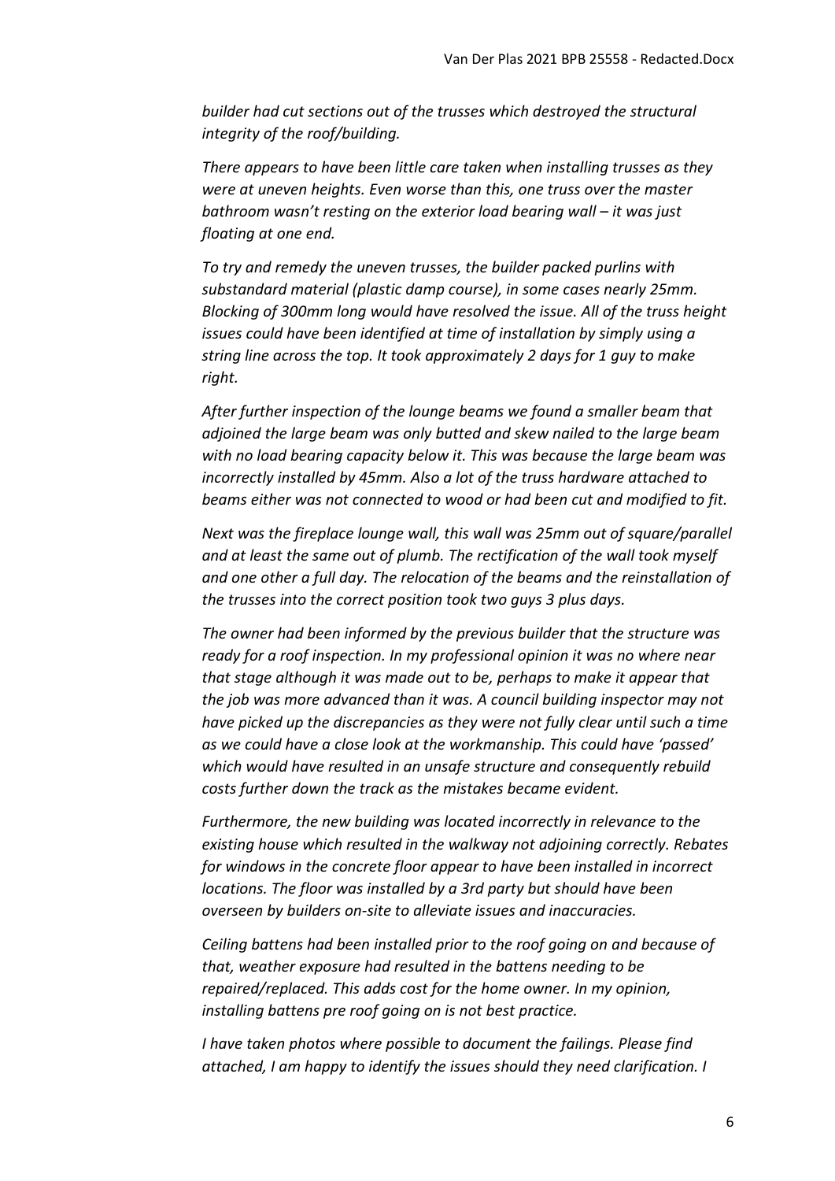*builder had cut sections out of the trusses which destroyed the structural integrity of the roof/building.*

*There appears to have been little care taken when installing trusses as they were at uneven heights. Even worse than this, one truss over the master bathroom wasn't resting on the exterior load bearing wall – it was just floating at one end.*

*To try and remedy the uneven trusses, the builder packed purlins with substandard material (plastic damp course), in some cases nearly 25mm. Blocking of 300mm long would have resolved the issue. All of the truss height issues could have been identified at time of installation by simply using a string line across the top. It took approximately 2 days for 1 guy to make right.*

*After further inspection of the lounge beams we found a smaller beam that adjoined the large beam was only butted and skew nailed to the large beam with no load bearing capacity below it. This was because the large beam was incorrectly installed by 45mm. Also a lot of the truss hardware attached to beams either was not connected to wood or had been cut and modified to fit.*

*Next was the fireplace lounge wall, this wall was 25mm out of square/parallel and at least the same out of plumb. The rectification of the wall took myself and one other a full day. The relocation of the beams and the reinstallation of the trusses into the correct position took two guys 3 plus days.*

*The owner had been informed by the previous builder that the structure was ready for a roof inspection. In my professional opinion it was no where near that stage although it was made out to be, perhaps to make it appear that the job was more advanced than it was. A council building inspector may not have picked up the discrepancies as they were not fully clear until such a time as we could have a close look at the workmanship. This could have 'passed' which would have resulted in an unsafe structure and consequently rebuild costs further down the track as the mistakes became evident.*

*Furthermore, the new building was located incorrectly in relevance to the existing house which resulted in the walkway not adjoining correctly. Rebates for windows in the concrete floor appear to have been installed in incorrect locations. The floor was installed by a 3rd party but should have been overseen by builders on-site to alleviate issues and inaccuracies.*

*Ceiling battens had been installed prior to the roof going on and because of that, weather exposure had resulted in the battens needing to be repaired/replaced. This adds cost for the home owner. In my opinion, installing battens pre roof going on is not best practice.*

*I have taken photos where possible to document the failings. Please find attached, I am happy to identify the issues should they need clarification. I*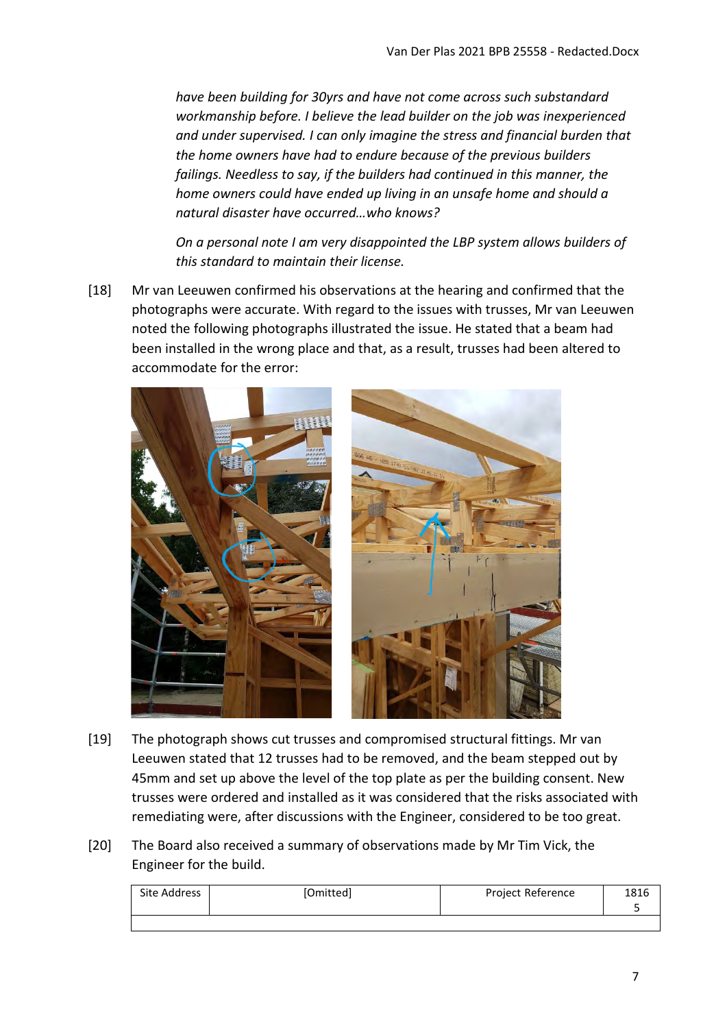*have been building for 30yrs and have not come across such substandard workmanship before. I believe the lead builder on the job was inexperienced and under supervised. I can only imagine the stress and financial burden that the home owners have had to endure because of the previous builders failings. Needless to say, if the builders had continued in this manner, the home owners could have ended up living in an unsafe home and should a natural disaster have occurred…who knows?*

*On a personal note I am very disappointed the LBP system allows builders of this standard to maintain their license.*

[18] Mr van Leeuwen confirmed his observations at the hearing and confirmed that the photographs were accurate. With regard to the issues with trusses, Mr van Leeuwen noted the following photographs illustrated the issue. He stated that a beam had been installed in the wrong place and that, as a result, trusses had been altered to accommodate for the error:

[19] The photograph shows cut trusses and compromised structural fittings. Mr van Leeuwen stated that 12 trusses had to be removed, and the beam stepped out by 45mm and set up above the level of the top plate as per the building consent. New trusses were ordered and installed as it was considered that the risks associated with remediating were, after discussions with the Engineer, considered to be too great.

[20] The Board also received a summary of observations made by Mr Tim Vick, the Engineer for the build.

| Site Address | [Omitted] | Project Reference | 18165 |
|---|---|---|---|
| | | | |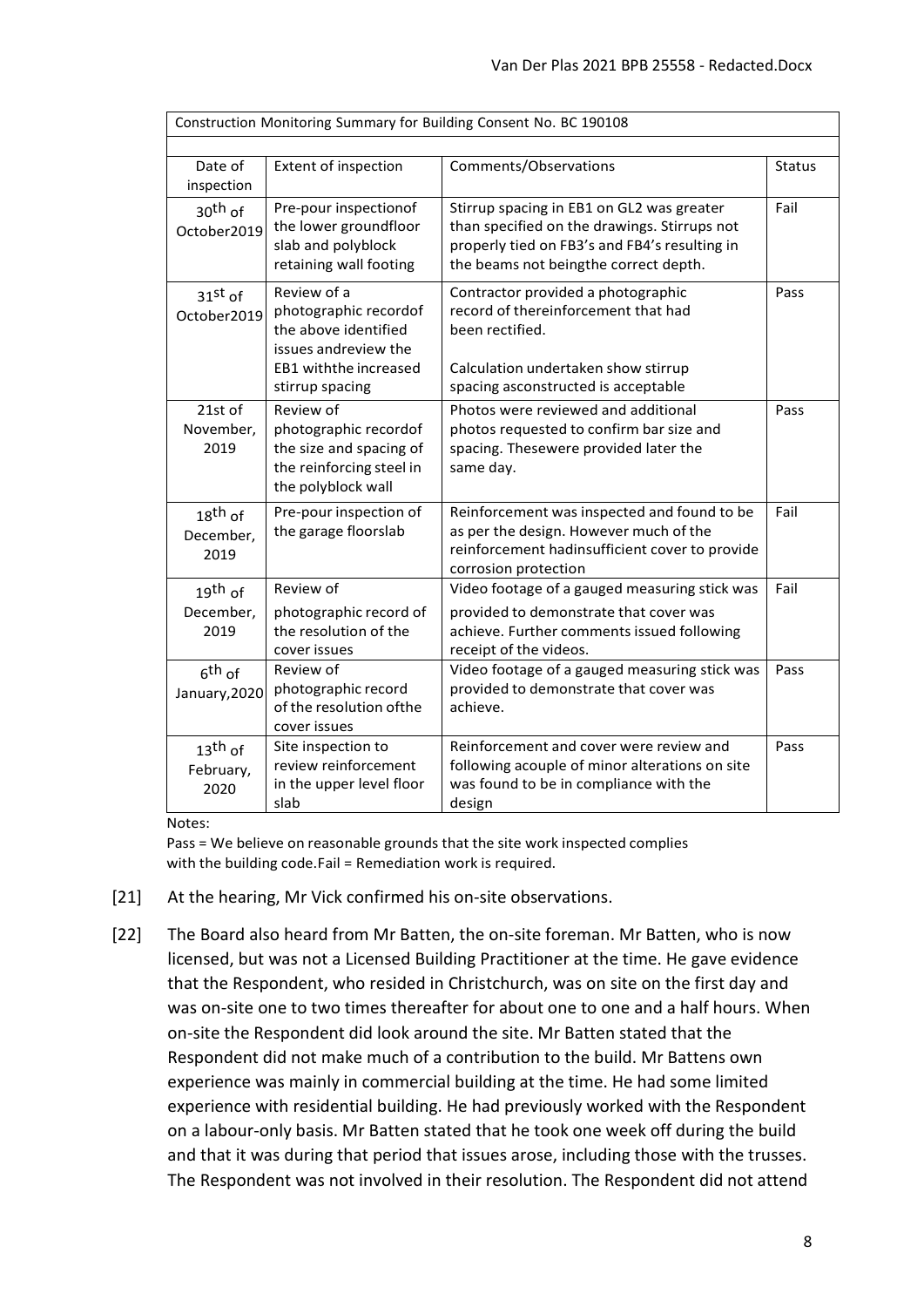| Construction Monitoring Summary for Building Consent No. BC 190108 | | | |
|---|---|---|---|
| Date of inspection | Extent of inspection | Comments/Observations | Status |
| 30th of October2019 | Pre-pour inspectionof the lower groundfloor slab and polyblock retaining wall footing | Stirrup spacing in EB1 on GL2 was greater than specified on the drawings. Stirrups not properly tied on FB3's and FB4's resulting in the beams not beingthe correct depth. | Fail |
| 31st of October2019 | Review of a photographic recordof the above identified issues andreview the EB1 withthe increased stirrup spacing | Contractor provided a photographic record of thereinforcement that had been rectified. Calculation undertaken show stirrup spacing asconstructed is acceptable | Pass |
| 21st of November, 2019 | Review of photographic recordof the size and spacing of the reinforcing steel in the polyblock wall | Photos were reviewed and additional photos requested to confirm bar size and spacing. Thesewere provided later the same day. | Pass |
| 18th of December, 2019 | Pre-pour inspection of the garage floorslab | Reinforcement was inspected and found to be as per the design. However much of the reinforcement hadinsufficient cover to provide corrosion protection | Fail |
| 19th of December, 2019 | Review of photographic record of the resolution of the cover issues | Video footage of a gauged measuring stick was provided to demonstrate that cover was achieve. Further comments issued following receipt of the videos. | Fail |
| 6th of January,2020 | Review of photographic record of the resolution ofthe cover issues | Video footage of a gauged measuring stick was provided to demonstrate that cover was achieve. | Pass |
| 13th of February, 2020 | Site inspection to review reinforcement in the upper level floor slab | Reinforcement and cover were review and following acouple of minor alterations on site was found to be in compliance with the design | Pass |

Notes:

Pass = We believe on reasonable grounds that the site work inspected complies with the building code.Fail = Remediation work is required.

[21] At the hearing, Mr Vick confirmed his on-site observations.

[22] The Board also heard from Mr Batten, the on-site foreman. Mr Batten, who is now licensed, but was not a Licensed Building Practitioner at the time. He gave evidence that the Respondent, who resided in Christchurch, was on site on the first day and was on-site one to two times thereafter for about one to one and a half hours. When on-site the Respondent did look around the site. Mr Batten stated that the Respondent did not make much of a contribution to the build. Mr Battens own experience was mainly in commercial building at the time. He had some limited experience with residential building. He had previously worked with the Respondent on a labour-only basis. Mr Batten stated that he took one week off during the build and that it was during that period that issues arose, including those with the trusses. The Respondent was not involved in their resolution. The Respondent did not attend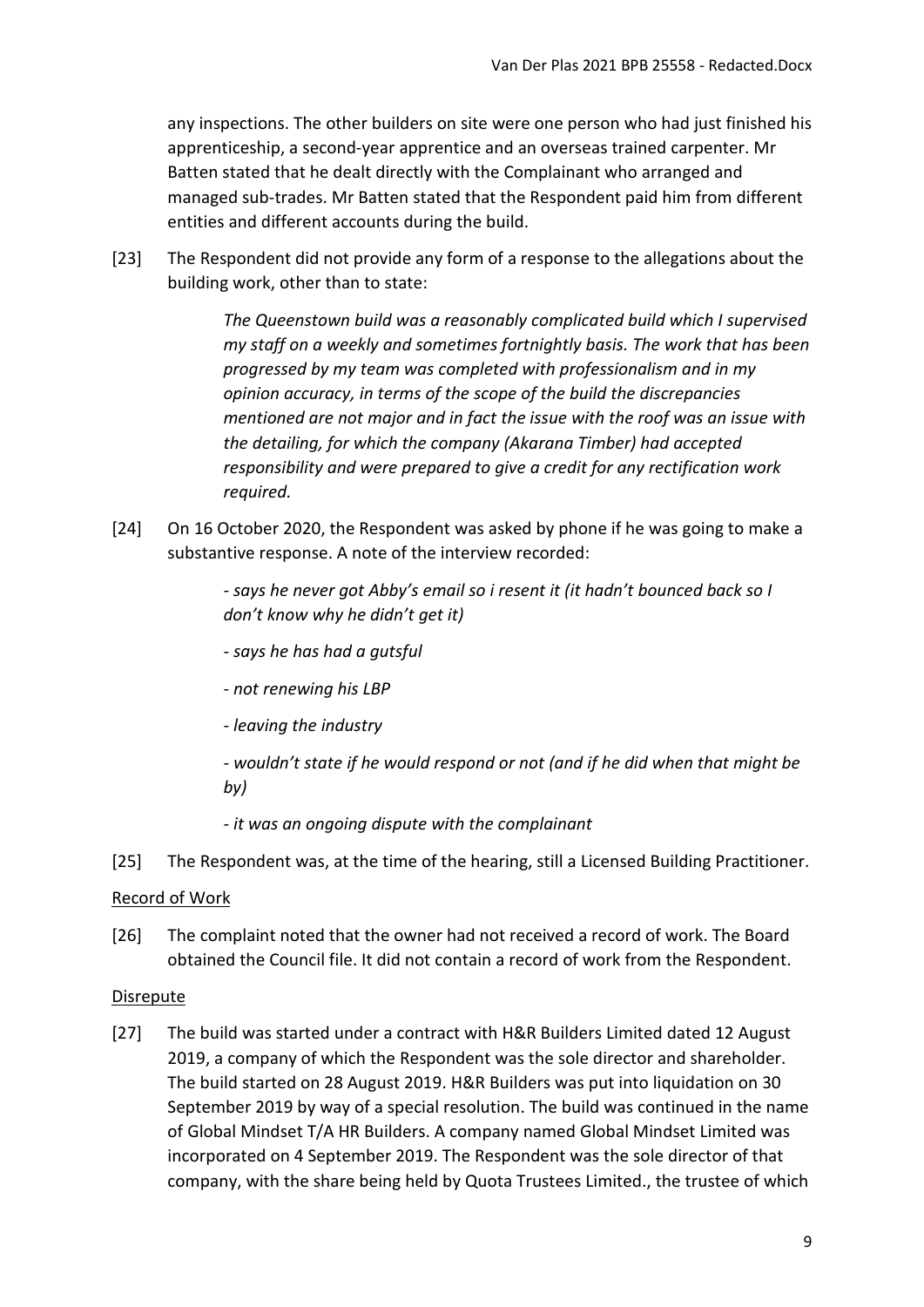any inspections. The other builders on site were one person who had just finished his apprenticeship, a second-year apprentice and an overseas trained carpenter. Mr Batten stated that he dealt directly with the Complainant who arranged and managed sub-trades. Mr Batten stated that the Respondent paid him from different entities and different accounts during the build.

[23] The Respondent did not provide any form of a response to the allegations about the building work, other than to state:

> *The Queenstown build was a reasonably complicated build which I supervised my staff on a weekly and sometimes fortnightly basis. The work that has been progressed by my team was completed with professionalism and in my opinion accuracy, in terms of the scope of the build the discrepancies mentioned are not major and in fact the issue with the roof was an issue with the detailing, for which the company (Akarana Timber) had accepted responsibility and were prepared to give a credit for any rectification work required.*

[24] On 16 October 2020, the Respondent was asked by phone if he was going to make a substantive response. A note of the interview recorded:

> *- says he never got Abby's email so i resent it (it hadn't bounced back so I don't know why he didn't get it)*
>
> *- says he has had a gutsful*
>
> *- not renewing his LBP*
>
> *- leaving the industry*
>
> *- wouldn't state if he would respond or not (and if he did when that might be by)*
>
> *- it was an ongoing dispute with the complainant*

[25] The Respondent was, at the time of the hearing, still a Licensed Building Practitioner.

<u>Record of Work</u>

[26] The complaint noted that the owner had not received a record of work. The Board obtained the Council file. It did not contain a record of work from the Respondent.

<u>Disrepute</u>

[27] The build was started under a contract with H&R Builders Limited dated 12 August 2019, a company of which the Respondent was the sole director and shareholder. The build started on 28 August 2019. H&R Builders was put into liquidation on 30 September 2019 by way of a special resolution. The build was continued in the name of Global Mindset T/A HR Builders. A company named Global Mindset Limited was incorporated on 4 September 2019. The Respondent was the sole director of that company, with the share being held by Quota Trustees Limited., the trustee of which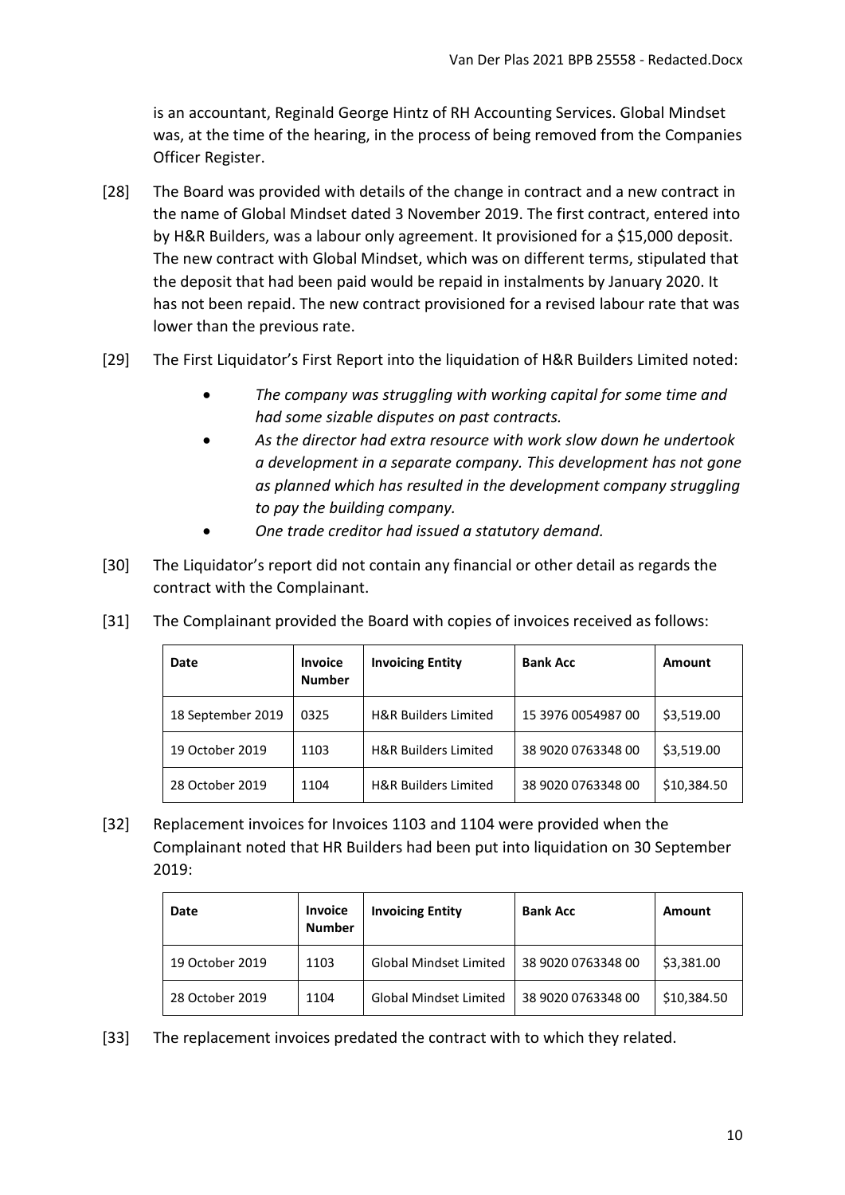is an accountant, Reginald George Hintz of RH Accounting Services. Global Mindset was, at the time of the hearing, in the process of being removed from the Companies Officer Register.

[28] The Board was provided with details of the change in contract and a new contract in the name of Global Mindset dated 3 November 2019. The first contract, entered into by H&R Builders, was a labour only agreement. It provisioned for a $15,000 deposit. The new contract with Global Mindset, which was on different terms, stipulated that the deposit that had been paid would be repaid in instalments by January 2020. It has not been repaid. The new contract provisioned for a revised labour rate that was lower than the previous rate.

[29] The First Liquidator's First Report into the liquidation of H&R Builders Limited noted:

- *The company was struggling with working capital for some time and had some sizable disputes on past contracts.*
- *As the director had extra resource with work slow down he undertook a development in a separate company. This development has not gone as planned which has resulted in the development company struggling to pay the building company.*
- *One trade creditor had issued a statutory demand.*

[30] The Liquidator's report did not contain any financial or other detail as regards the contract with the Complainant.

[31] The Complainant provided the Board with copies of invoices received as follows:

| Date | Invoice Number | Invoicing Entity | Bank Acc | Amount |
|---|---|---|---|---|
| 18 September 2019 | 0325 | H&R Builders Limited | 15 3976 0054987 00 | $3,519.00 |
| 19 October 2019 | 1103 | H&R Builders Limited | 38 9020 0763348 00 | $3,519.00 |
| 28 October 2019 | 1104 | H&R Builders Limited | 38 9020 0763348 00 | $10,384.50 |

[32] Replacement invoices for Invoices 1103 and 1104 were provided when the Complainant noted that HR Builders had been put into liquidation on 30 September 2019:

| Date | Invoice Number | Invoicing Entity | Bank Acc | Amount |
|---|---|---|---|---|
| 19 October 2019 | 1103 | Global Mindset Limited | 38 9020 0763348 00 | $3,381.00 |
| 28 October 2019 | 1104 | Global Mindset Limited | 38 9020 0763348 00 | $10,384.50 |

[33] The replacement invoices predated the contract with to which they related.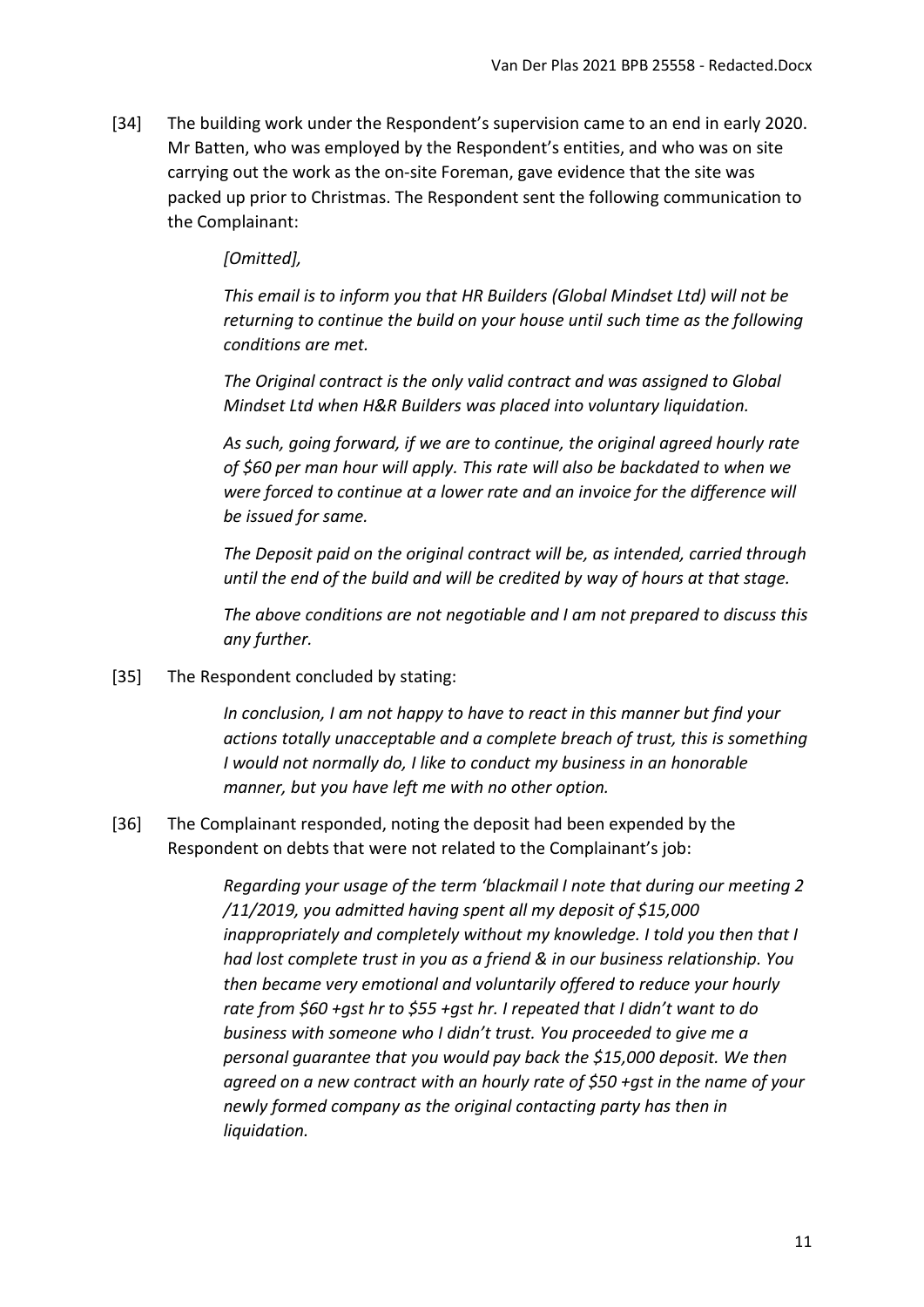[34] The building work under the Respondent's supervision came to an end in early 2020. Mr Batten, who was employed by the Respondent's entities, and who was on site carrying out the work as the on-site Foreman, gave evidence that the site was packed up prior to Christmas. The Respondent sent the following communication to the Complainant:

> *[Omitted],*
>
> *This email is to inform you that HR Builders (Global Mindset Ltd) will not be returning to continue the build on your house until such time as the following conditions are met.*
>
> *The Original contract is the only valid contract and was assigned to Global Mindset Ltd when H&R Builders was placed into voluntary liquidation.*
>
> *As such, going forward, if we are to continue, the original agreed hourly rate of $60 per man hour will apply. This rate will also be backdated to when we were forced to continue at a lower rate and an invoice for the difference will be issued for same.*
>
> *The Deposit paid on the original contract will be, as intended, carried through until the end of the build and will be credited by way of hours at that stage.*
>
> *The above conditions are not negotiable and I am not prepared to discuss this any further.*

[35] The Respondent concluded by stating:

> *In conclusion, I am not happy to have to react in this manner but find your actions totally unacceptable and a complete breach of trust, this is something I would not normally do, I like to conduct my business in an honorable manner, but you have left me with no other option.*

[36] The Complainant responded, noting the deposit had been expended by the Respondent on debts that were not related to the Complainant's job:

> *Regarding your usage of the term 'blackmail I note that during our meeting 2 /11/2019, you admitted having spent all my deposit of $15,000 inappropriately and completely without my knowledge. I told you then that I had lost complete trust in you as a friend & in our business relationship. You then became very emotional and voluntarily offered to reduce your hourly rate from $60 +gst hr to $55 +gst hr. I repeated that I didn't want to do business with someone who I didn't trust. You proceeded to give me a personal guarantee that you would pay back the $15,000 deposit. We then agreed on a new contract with an hourly rate of $50 +gst in the name of your newly formed company as the original contacting party has then in liquidation.*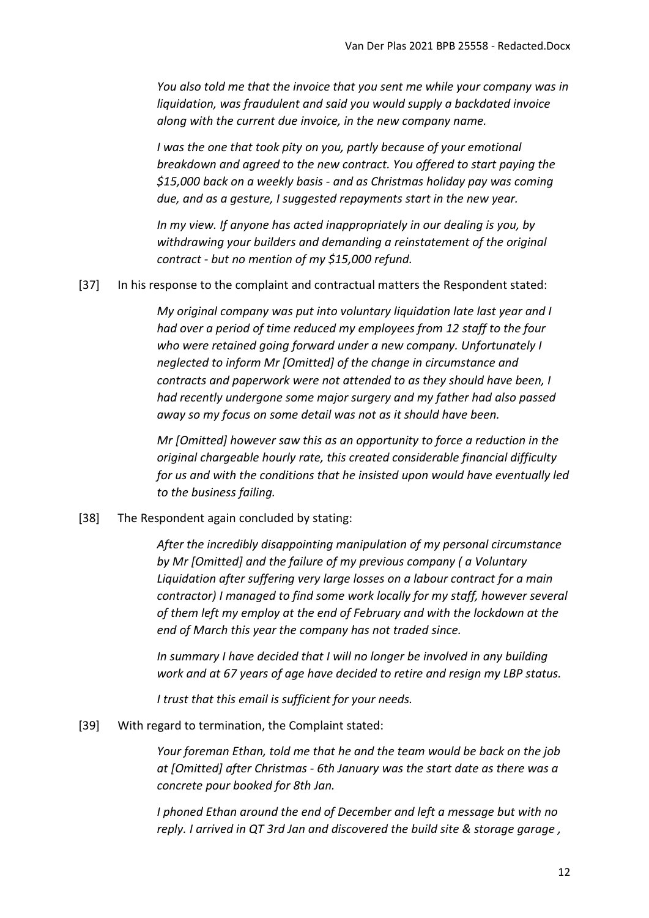*You also told me that the invoice that you sent me while your company was in liquidation, was fraudulent and said you would supply a backdated invoice along with the current due invoice, in the new company name.*

*I was the one that took pity on you, partly because of your emotional breakdown and agreed to the new contract. You offered to start paying the $15,000 back on a weekly basis - and as Christmas holiday pay was coming due, and as a gesture, I suggested repayments start in the new year.*

*In my view. If anyone has acted inappropriately in our dealing is you, by withdrawing your builders and demanding a reinstatement of the original contract - but no mention of my $15,000 refund.*

[37] In his response to the complaint and contractual matters the Respondent stated:

> *My original company was put into voluntary liquidation late last year and I had over a period of time reduced my employees from 12 staff to the four who were retained going forward under a new company. Unfortunately I neglected to inform Mr [Omitted] of the change in circumstance and contracts and paperwork were not attended to as they should have been, I had recently undergone some major surgery and my father had also passed away so my focus on some detail was not as it should have been.*
>
> *Mr [Omitted] however saw this as an opportunity to force a reduction in the original chargeable hourly rate, this created considerable financial difficulty for us and with the conditions that he insisted upon would have eventually led to the business failing.*

[38] The Respondent again concluded by stating:

> *After the incredibly disappointing manipulation of my personal circumstance by Mr [Omitted] and the failure of my previous company ( a Voluntary Liquidation after suffering very large losses on a labour contract for a main contractor) I managed to find some work locally for my staff, however several of them left my employ at the end of February and with the lockdown at the end of March this year the company has not traded since.*
>
> *In summary I have decided that I will no longer be involved in any building work and at 67 years of age have decided to retire and resign my LBP status.*
>
> *I trust that this email is sufficient for your needs.*

[39] With regard to termination, the Complaint stated:

> *Your foreman Ethan, told me that he and the team would be back on the job at [Omitted] after Christmas - 6th January was the start date as there was a concrete pour booked for 8th Jan.*
>
> *I phoned Ethan around the end of December and left a message but with no reply. I arrived in QT 3rd Jan and discovered the build site & storage garage ,*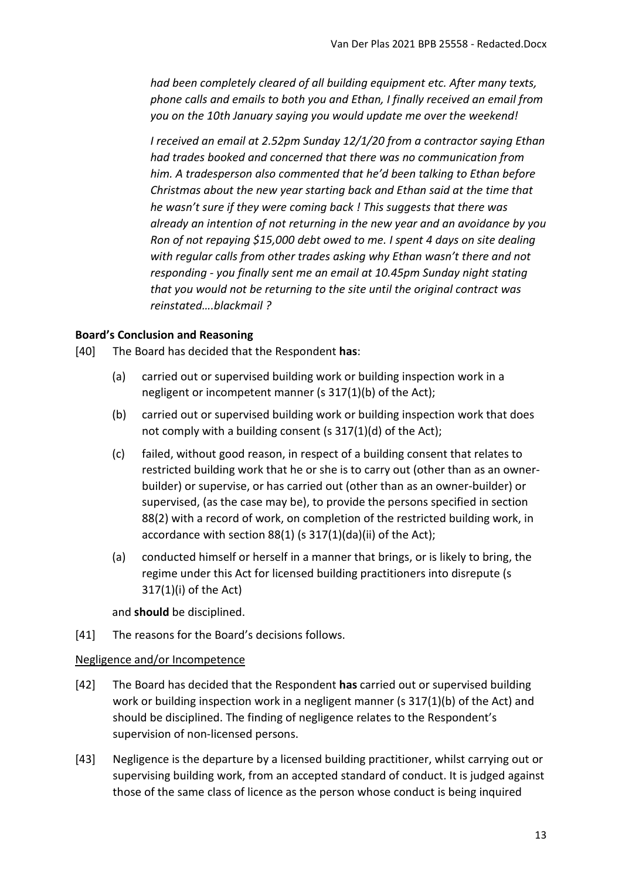*had been completely cleared of all building equipment etc. After many texts, phone calls and emails to both you and Ethan, I finally received an email from you on the 10th January saying you would update me over the weekend!*

*I received an email at 2.52pm Sunday 12/1/20 from a contractor saying Ethan had trades booked and concerned that there was no communication from him. A tradesperson also commented that he'd been talking to Ethan before Christmas about the new year starting back and Ethan said at the time that he wasn't sure if they were coming back ! This suggests that there was already an intention of not returning in the new year and an avoidance by you Ron of not repaying $15,000 debt owed to me. I spent 4 days on site dealing with regular calls from other trades asking why Ethan wasn't there and not responding - you finally sent me an email at 10.45pm Sunday night stating that you would not be returning to the site until the original contract was reinstated….blackmail ?*

**Board's Conclusion and Reasoning**

[40] The Board has decided that the Respondent **has**:

(a) carried out or supervised building work or building inspection work in a negligent or incompetent manner (s 317(1)(b) of the Act);

(b) carried out or supervised building work or building inspection work that does not comply with a building consent (s 317(1)(d) of the Act);

(c) failed, without good reason, in respect of a building consent that relates to restricted building work that he or she is to carry out (other than as an owner-builder) or supervise, or has carried out (other than as an owner-builder) or supervised, (as the case may be), to provide the persons specified in section 88(2) with a record of work, on completion of the restricted building work, in accordance with section 88(1) (s 317(1)(da)(ii) of the Act);

(a) conducted himself or herself in a manner that brings, or is likely to bring, the regime under this Act for licensed building practitioners into disrepute (s 317(1)(i) of the Act)

and **should** be disciplined.

[41] The reasons for the Board's decisions follows.

Negligence and/or Incompetence

[42] The Board has decided that the Respondent **has** carried out or supervised building work or building inspection work in a negligent manner (s 317(1)(b) of the Act) and should be disciplined. The finding of negligence relates to the Respondent's supervision of non-licensed persons.

[43] Negligence is the departure by a licensed building practitioner, whilst carrying out or supervising building work, from an accepted standard of conduct. It is judged against those of the same class of licence as the person whose conduct is being inquired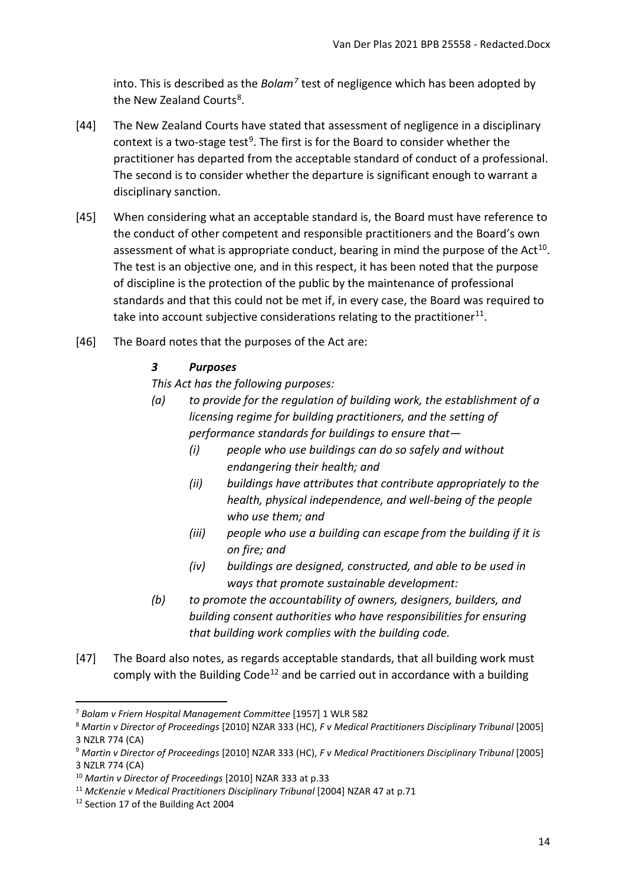into. This is described as the *Bolam*[7] test of negligence which has been adopted by the New Zealand Courts[8].

[44] The New Zealand Courts have stated that assessment of negligence in a disciplinary context is a two-stage test[9]. The first is for the Board to consider whether the practitioner has departed from the acceptable standard of conduct of a professional. The second is to consider whether the departure is significant enough to warrant a disciplinary sanction.

[45] When considering what an acceptable standard is, the Board must have reference to the conduct of other competent and responsible practitioners and the Board's own assessment of what is appropriate conduct, bearing in mind the purpose of the Act[10]. The test is an objective one, and in this respect, it has been noted that the purpose of discipline is the protection of the public by the maintenance of professional standards and that this could not be met if, in every case, the Board was required to take into account subjective considerations relating to the practitioner[11].

[46] The Board notes that the purposes of the Act are:

> ***3 Purposes***
>
> *This Act has the following purposes:*
>
> *(a) to provide for the regulation of building work, the establishment of a licensing regime for building practitioners, and the setting of performance standards for buildings to ensure that—*
>
> *(i) people who use buildings can do so safely and without endangering their health; and*
>
> *(ii) buildings have attributes that contribute appropriately to the health, physical independence, and well-being of the people who use them; and*
>
> *(iii) people who use a building can escape from the building if it is on fire; and*
>
> *(iv) buildings are designed, constructed, and able to be used in ways that promote sustainable development:*
>
> *(b) to promote the accountability of owners, designers, builders, and building consent authorities who have responsibilities for ensuring that building work complies with the building code.*

[47] The Board also notes, as regards acceptable standards, that all building work must comply with the Building Code[12] and be carried out in accordance with a building

---

[7] *Bolam v Friern Hospital Management Committee* [1957] 1 WLR 582

[8] *Martin v Director of Proceedings* [2010] NZAR 333 (HC), *F v Medical Practitioners Disciplinary Tribunal* [2005] 3 NZLR 774 (CA)

[9] *Martin v Director of Proceedings* [2010] NZAR 333 (HC), *F v Medical Practitioners Disciplinary Tribunal* [2005] 3 NZLR 774 (CA)

[10] *Martin v Director of Proceedings* [2010] NZAR 333 at p.33

[11] *McKenzie v Medical Practitioners Disciplinary Tribunal* [2004] NZAR 47 at p.71

[12] Section 17 of the Building Act 2004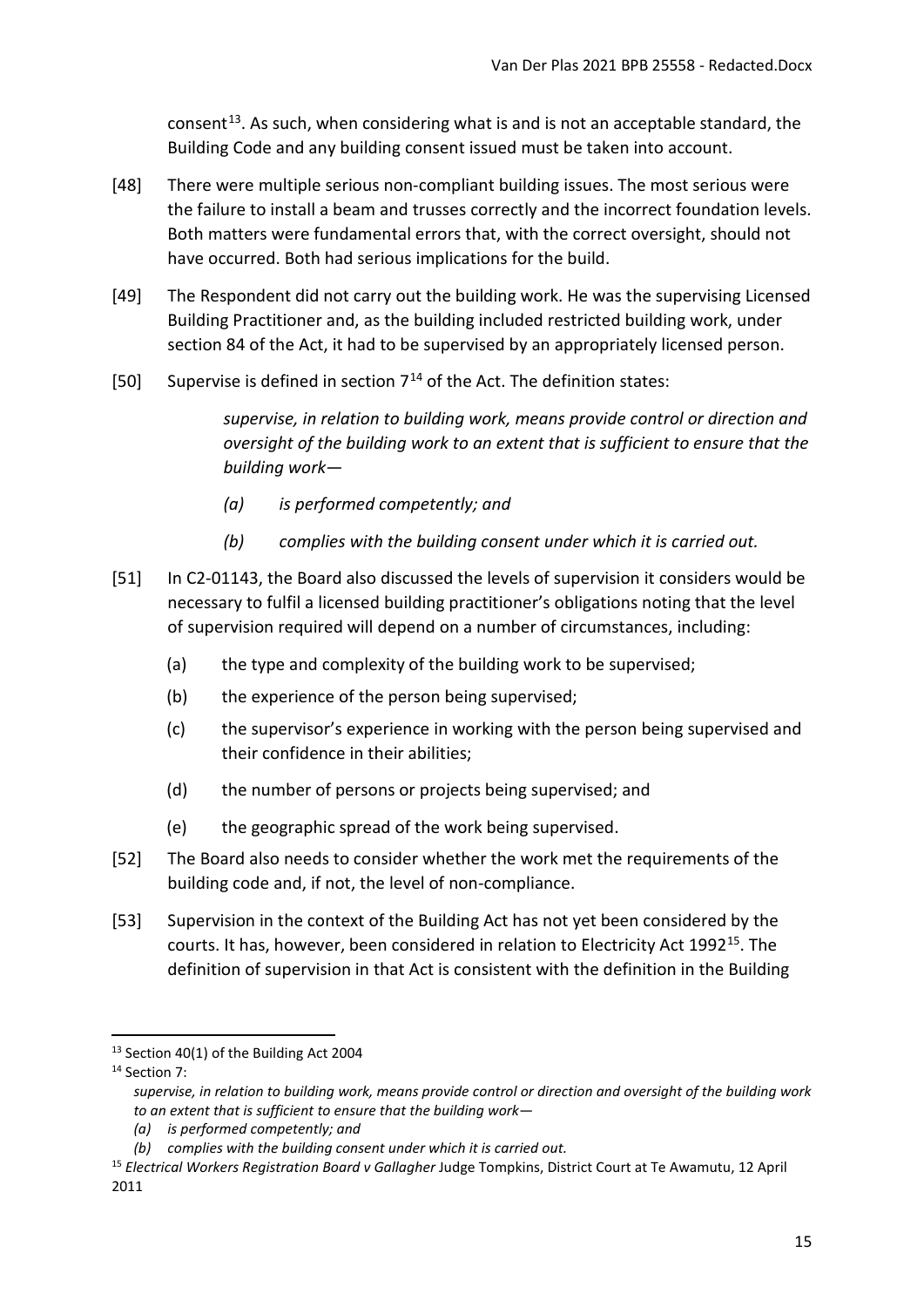consent[13]. As such, when considering what is and is not an acceptable standard, the Building Code and any building consent issued must be taken into account.

[48] There were multiple serious non-compliant building issues. The most serious were the failure to install a beam and trusses correctly and the incorrect foundation levels. Both matters were fundamental errors that, with the correct oversight, should not have occurred. Both had serious implications for the build.

[49] The Respondent did not carry out the building work. He was the supervising Licensed Building Practitioner and, as the building included restricted building work, under section 84 of the Act, it had to be supervised by an appropriately licensed person.

[50] Supervise is defined in section 7[14] of the Act. The definition states:

> *supervise, in relation to building work, means provide control or direction and oversight of the building work to an extent that is sufficient to ensure that the building work—*
>
> *(a) is performed competently; and*
>
> *(b) complies with the building consent under which it is carried out.*

[51] In C2-01143, the Board also discussed the levels of supervision it considers would be necessary to fulfil a licensed building practitioner's obligations noting that the level of supervision required will depend on a number of circumstances, including:

(a) the type and complexity of the building work to be supervised;

(b) the experience of the person being supervised;

(c) the supervisor's experience in working with the person being supervised and their confidence in their abilities;

(d) the number of persons or projects being supervised; and

(e) the geographic spread of the work being supervised.

[52] The Board also needs to consider whether the work met the requirements of the building code and, if not, the level of non-compliance.

[53] Supervision in the context of the Building Act has not yet been considered by the courts. It has, however, been considered in relation to Electricity Act 1992[15]. The definition of supervision in that Act is consistent with the definition in the Building

---

[13] Section 40(1) of the Building Act 2004

[14] Section 7:
*supervise, in relation to building work, means provide control or direction and oversight of the building work to an extent that is sufficient to ensure that the building work—*
*(a) is performed competently; and*
*(b) complies with the building consent under which it is carried out.*

[15] *Electrical Workers Registration Board v Gallagher* Judge Tompkins, District Court at Te Awamutu, 12 April 2011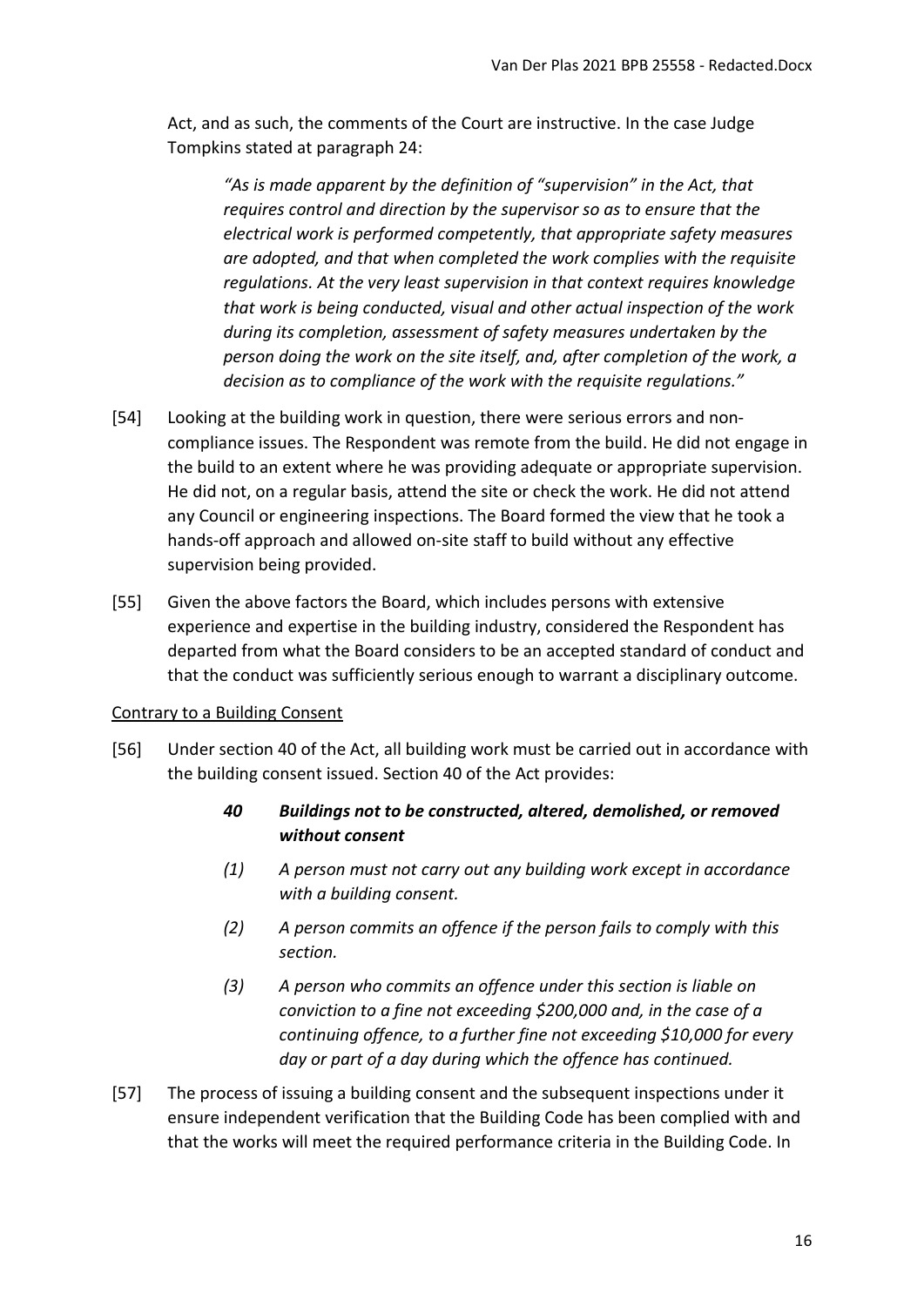Act, and as such, the comments of the Court are instructive. In the case Judge Tompkins stated at paragraph 24:

> *"As is made apparent by the definition of "supervision" in the Act, that requires control and direction by the supervisor so as to ensure that the electrical work is performed competently, that appropriate safety measures are adopted, and that when completed the work complies with the requisite regulations. At the very least supervision in that context requires knowledge that work is being conducted, visual and other actual inspection of the work during its completion, assessment of safety measures undertaken by the person doing the work on the site itself, and, after completion of the work, a decision as to compliance of the work with the requisite regulations."*

[54] Looking at the building work in question, there were serious errors and non-compliance issues. The Respondent was remote from the build. He did not engage in the build to an extent where he was providing adequate or appropriate supervision. He did not, on a regular basis, attend the site or check the work. He did not attend any Council or engineering inspections. The Board formed the view that he took a hands-off approach and allowed on-site staff to build without any effective supervision being provided.

[55] Given the above factors the Board, which includes persons with extensive experience and expertise in the building industry, considered the Respondent has departed from what the Board considers to be an accepted standard of conduct and that the conduct was sufficiently serious enough to warrant a disciplinary outcome.

<u>Contrary to a Building Consent</u>

[56] Under section 40 of the Act, all building work must be carried out in accordance with the building consent issued. Section 40 of the Act provides:

> ***40 Buildings not to be constructed, altered, demolished, or removed without consent***
>
> *(1) A person must not carry out any building work except in accordance with a building consent.*
>
> *(2) A person commits an offence if the person fails to comply with this section.*
>
> *(3) A person who commits an offence under this section is liable on conviction to a fine not exceeding $200,000 and, in the case of a continuing offence, to a further fine not exceeding $10,000 for every day or part of a day during which the offence has continued.*

[57] The process of issuing a building consent and the subsequent inspections under it ensure independent verification that the Building Code has been complied with and that the works will meet the required performance criteria in the Building Code. In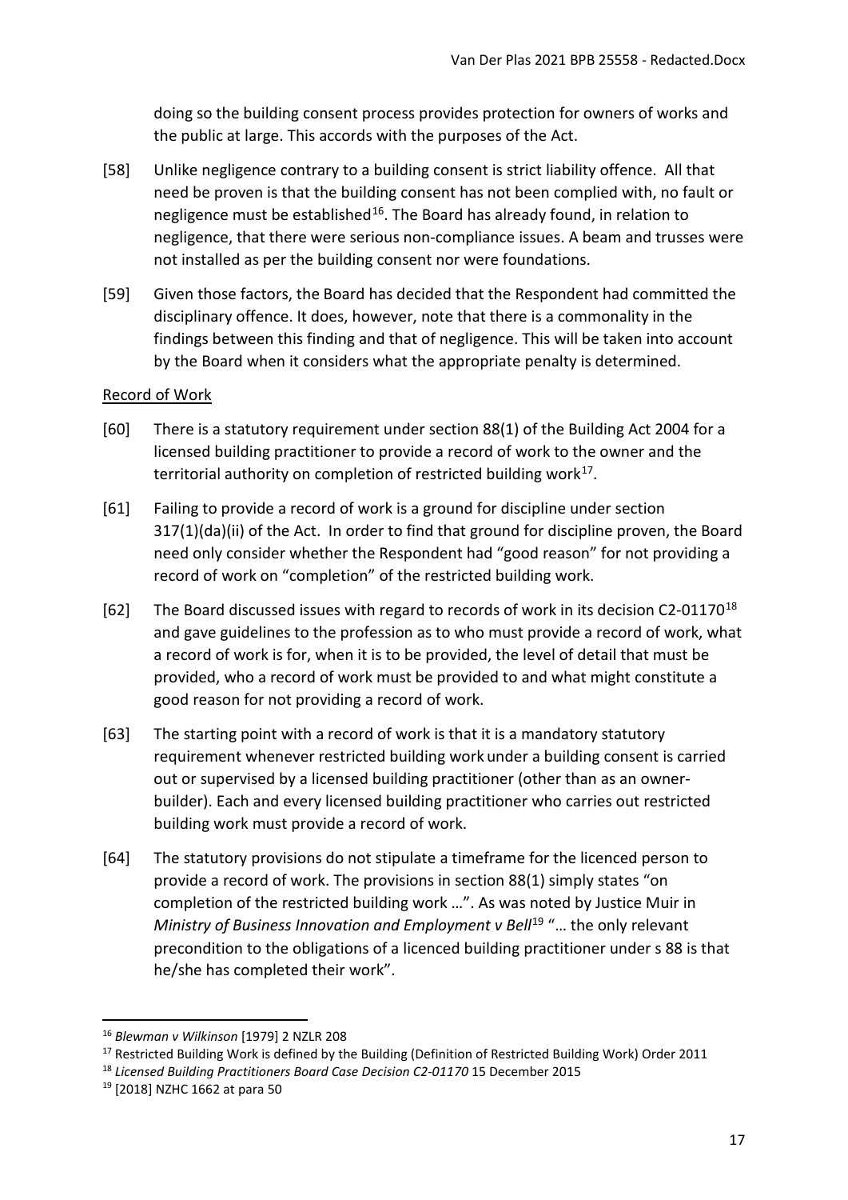doing so the building consent process provides protection for owners of works and the public at large. This accords with the purposes of the Act.

[58] Unlike negligence contrary to a building consent is strict liability offence. All that need be proven is that the building consent has not been complied with, no fault or negligence must be established[16]. The Board has already found, in relation to negligence, that there were serious non-compliance issues. A beam and trusses were not installed as per the building consent nor were foundations.

[59] Given those factors, the Board has decided that the Respondent had committed the disciplinary offence. It does, however, note that there is a commonality in the findings between this finding and that of negligence. This will be taken into account by the Board when it considers what the appropriate penalty is determined.

Record of Work

[60] There is a statutory requirement under section 88(1) of the Building Act 2004 for a licensed building practitioner to provide a record of work to the owner and the territorial authority on completion of restricted building work[17].

[61] Failing to provide a record of work is a ground for discipline under section 317(1)(da)(ii) of the Act. In order to find that ground for discipline proven, the Board need only consider whether the Respondent had "good reason" for not providing a record of work on "completion" of the restricted building work.

[62] The Board discussed issues with regard to records of work in its decision C2-01170[18] and gave guidelines to the profession as to who must provide a record of work, what a record of work is for, when it is to be provided, the level of detail that must be provided, who a record of work must be provided to and what might constitute a good reason for not providing a record of work.

[63] The starting point with a record of work is that it is a mandatory statutory requirement whenever restricted building work under a building consent is carried out or supervised by a licensed building practitioner (other than as an owner-builder). Each and every licensed building practitioner who carries out restricted building work must provide a record of work.

[64] The statutory provisions do not stipulate a timeframe for the licenced person to provide a record of work. The provisions in section 88(1) simply states "on completion of the restricted building work …". As was noted by Justice Muir in *Ministry of Business Innovation and Employment v Bell*[19] "… the only relevant precondition to the obligations of a licenced building practitioner under s 88 is that he/she has completed their work".

---

[16] *Blewman v Wilkinson* [1979] 2 NZLR 208

[17] Restricted Building Work is defined by the Building (Definition of Restricted Building Work) Order 2011

[18] *Licensed Building Practitioners Board Case Decision C2-01170* 15 December 2015

[19] [2018] NZHC 1662 at para 50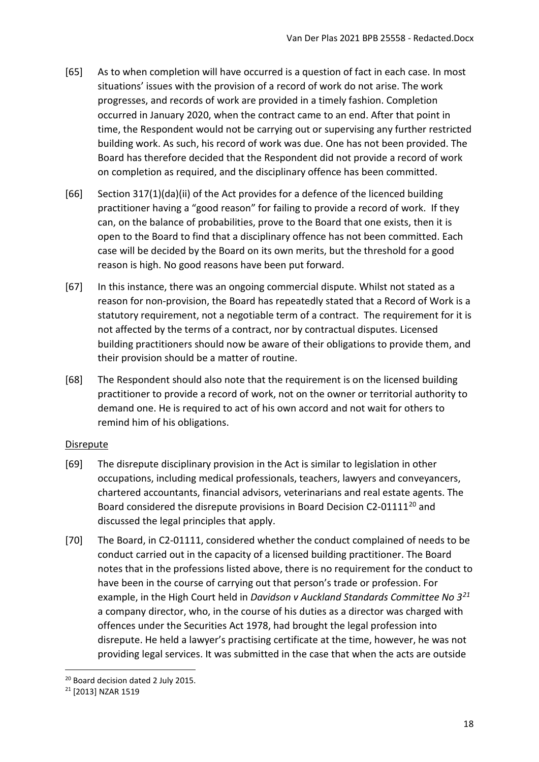[65] As to when completion will have occurred is a question of fact in each case. In most situations' issues with the provision of a record of work do not arise. The work progresses, and records of work are provided in a timely fashion. Completion occurred in January 2020, when the contract came to an end. After that point in time, the Respondent would not be carrying out or supervising any further restricted building work. As such, his record of work was due. One has not been provided. The Board has therefore decided that the Respondent did not provide a record of work on completion as required, and the disciplinary offence has been committed.

[66] Section 317(1)(da)(ii) of the Act provides for a defence of the licenced building practitioner having a "good reason" for failing to provide a record of work. If they can, on the balance of probabilities, prove to the Board that one exists, then it is open to the Board to find that a disciplinary offence has not been committed. Each case will be decided by the Board on its own merits, but the threshold for a good reason is high. No good reasons have been put forward.

[67] In this instance, there was an ongoing commercial dispute. Whilst not stated as a reason for non-provision, the Board has repeatedly stated that a Record of Work is a statutory requirement, not a negotiable term of a contract. The requirement for it is not affected by the terms of a contract, nor by contractual disputes. Licensed building practitioners should now be aware of their obligations to provide them, and their provision should be a matter of routine.

[68] The Respondent should also note that the requirement is on the licensed building practitioner to provide a record of work, not on the owner or territorial authority to demand one. He is required to act of his own accord and not wait for others to remind him of his obligations.

Disrepute

[69] The disrepute disciplinary provision in the Act is similar to legislation in other occupations, including medical professionals, teachers, lawyers and conveyancers, chartered accountants, financial advisors, veterinarians and real estate agents. The Board considered the disrepute provisions in Board Decision C2-01111[20] and discussed the legal principles that apply.

[70] The Board, in C2-01111, considered whether the conduct complained of needs to be conduct carried out in the capacity of a licensed building practitioner. The Board notes that in the professions listed above, there is no requirement for the conduct to have been in the course of carrying out that person's trade or profession. For example, in the High Court held in *Davidson v Auckland Standards Committee No 3*[21] a company director, who, in the course of his duties as a director was charged with offences under the Securities Act 1978, had brought the legal profession into disrepute. He held a lawyer's practising certificate at the time, however, he was not providing legal services. It was submitted in the case that when the acts are outside

[20] Board decision dated 2 July 2015.

[21] [2013] NZAR 1519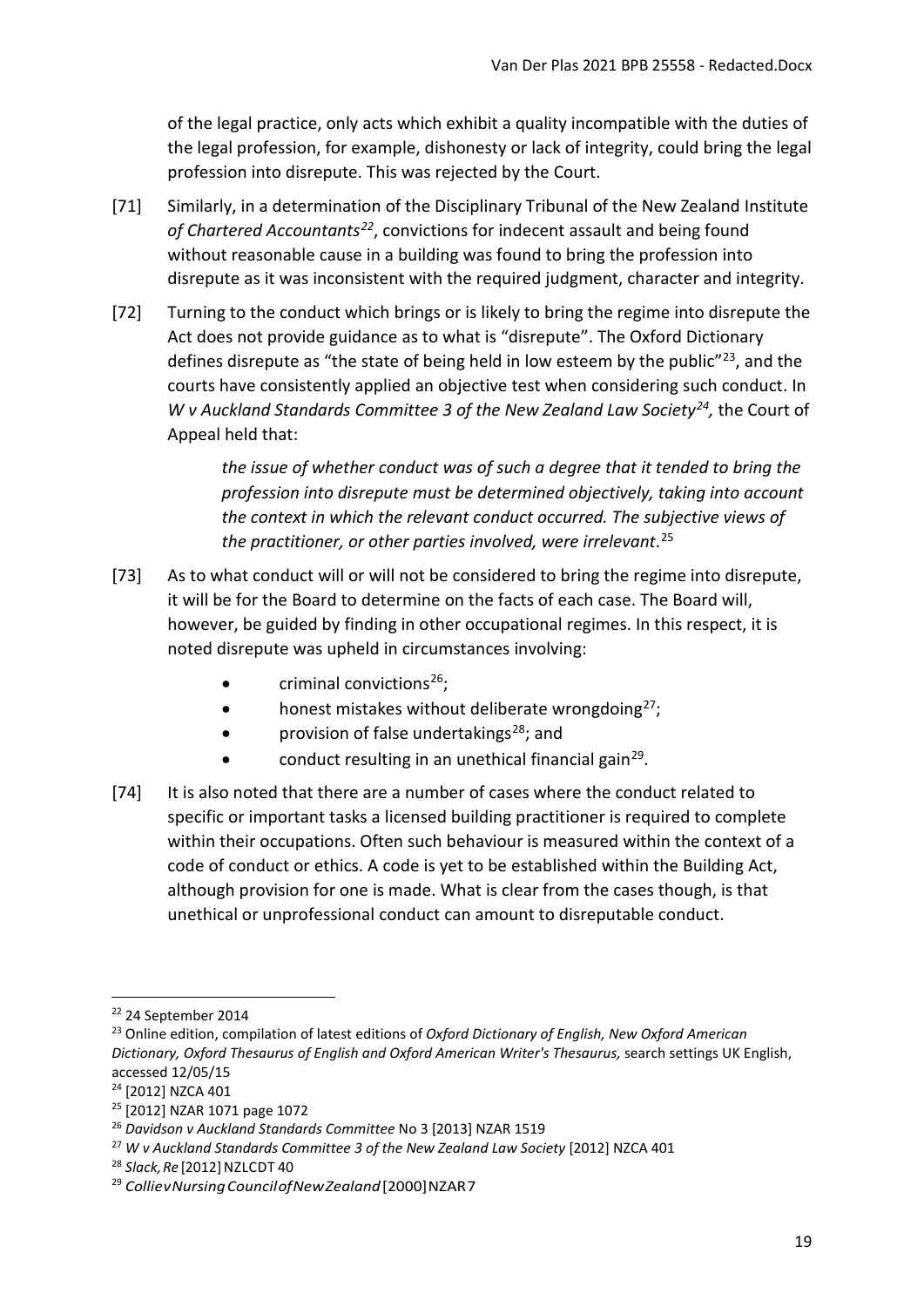of the legal practice, only acts which exhibit a quality incompatible with the duties of the legal profession, for example, dishonesty or lack of integrity, could bring the legal profession into disrepute. This was rejected by the Court.

[71] Similarly, in a determination of the Disciplinary Tribunal of the New Zealand Institute *of Chartered Accountants*[22], convictions for indecent assault and being found without reasonable cause in a building was found to bring the profession into disrepute as it was inconsistent with the required judgment, character and integrity.

[72] Turning to the conduct which brings or is likely to bring the regime into disrepute the Act does not provide guidance as to what is "disrepute". The Oxford Dictionary defines disrepute as "the state of being held in low esteem by the public"[23], and the courts have consistently applied an objective test when considering such conduct. In *W v Auckland Standards Committee 3 of the New Zealand Law Society*[24], the Court of Appeal held that:

> *the issue of whether conduct was of such a degree that it tended to bring the profession into disrepute must be determined objectively, taking into account the context in which the relevant conduct occurred. The subjective views of the practitioner, or other parties involved, were irrelevant*.[25]

[73] As to what conduct will or will not be considered to bring the regime into disrepute, it will be for the Board to determine on the facts of each case. The Board will, however, be guided by finding in other occupational regimes. In this respect, it is noted disrepute was upheld in circumstances involving:

- criminal convictions[26];
- honest mistakes without deliberate wrongdoing[27];
- provision of false undertakings[28]; and
- conduct resulting in an unethical financial gain[29].

[74] It is also noted that there are a number of cases where the conduct related to specific or important tasks a licensed building practitioner is required to complete within their occupations. Often such behaviour is measured within the context of a code of conduct or ethics. A code is yet to be established within the Building Act, although provision for one is made. What is clear from the cases though, is that unethical or unprofessional conduct can amount to disreputable conduct.

---

[22] 24 September 2014

[23] Online edition, compilation of latest editions of *Oxford Dictionary of English, New Oxford American Dictionary, Oxford Thesaurus of English and Oxford American Writer's Thesaurus,* search settings UK English, accessed 12/05/15

[24] [2012] NZCA 401

[25] [2012] NZAR 1071 page 1072

[26] *Davidson v Auckland Standards Committee* No 3 [2013] NZAR 1519

[27] *W v Auckland Standards Committee 3 of the New Zealand Law Society* [2012] NZCA 401

[28] *Slack, Re* [2012] NZLCDT 40

[29] *Collie v Nursing Council of New Zealand* [2000] NZAR 7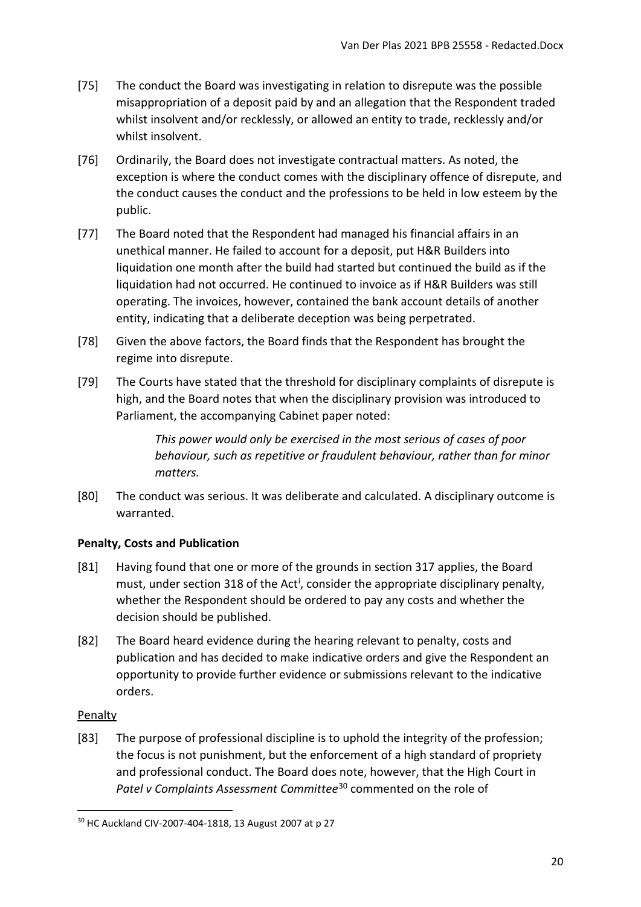[75] The conduct the Board was investigating in relation to disrepute was the possible misappropriation of a deposit paid by and an allegation that the Respondent traded whilst insolvent and/or recklessly, or allowed an entity to trade, recklessly and/or whilst insolvent.

[76] Ordinarily, the Board does not investigate contractual matters. As noted, the exception is where the conduct comes with the disciplinary offence of disrepute, and the conduct causes the conduct and the professions to be held in low esteem by the public.

[77] The Board noted that the Respondent had managed his financial affairs in an unethical manner. He failed to account for a deposit, put H&R Builders into liquidation one month after the build had started but continued the build as if the liquidation had not occurred. He continued to invoice as if H&R Builders was still operating. The invoices, however, contained the bank account details of another entity, indicating that a deliberate deception was being perpetrated.

[78] Given the above factors, the Board finds that the Respondent has brought the regime into disrepute.

[79] The Courts have stated that the threshold for disciplinary complaints of disrepute is high, and the Board notes that when the disciplinary provision was introduced to Parliament, the accompanying Cabinet paper noted:

> *This power would only be exercised in the most serious of cases of poor behaviour, such as repetitive or fraudulent behaviour, rather than for minor matters.*

[80] The conduct was serious. It was deliberate and calculated. A disciplinary outcome is warranted.

**Penalty, Costs and Publication**

[81] Having found that one or more of the grounds in section 317 applies, the Board must, under section 318 of the Act[i], consider the appropriate disciplinary penalty, whether the Respondent should be ordered to pay any costs and whether the decision should be published.

[82] The Board heard evidence during the hearing relevant to penalty, costs and publication and has decided to make indicative orders and give the Respondent an opportunity to provide further evidence or submissions relevant to the indicative orders.

Penalty

[83] The purpose of professional discipline is to uphold the integrity of the profession; the focus is not punishment, but the enforcement of a high standard of propriety and professional conduct. The Board does note, however, that the High Court in *Patel v Complaints Assessment Committee*[30] commented on the role of

---

[30] HC Auckland CIV-2007-404-1818, 13 August 2007 at p 27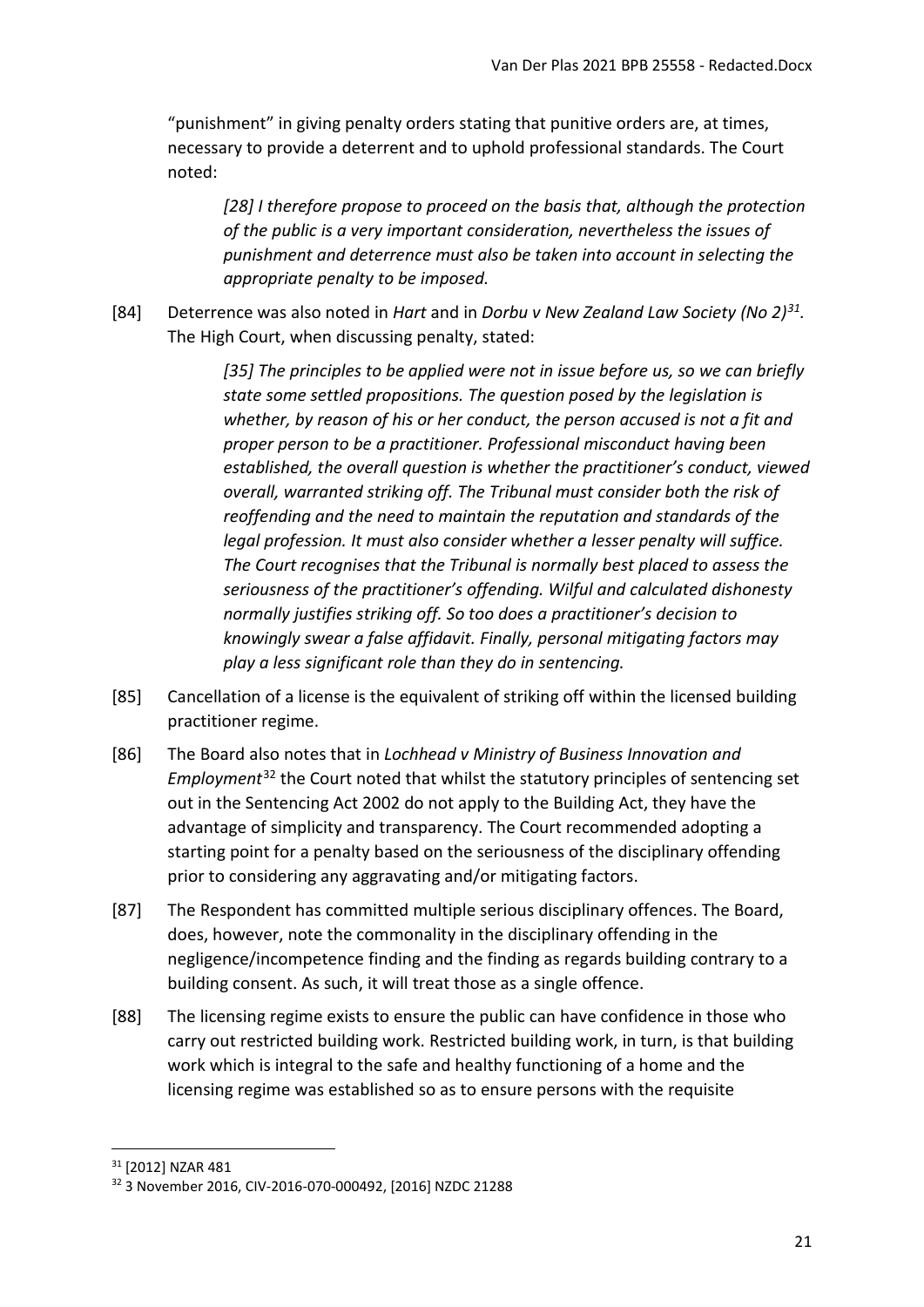"punishment" in giving penalty orders stating that punitive orders are, at times, necessary to provide a deterrent and to uphold professional standards. The Court noted:

> *[28] I therefore propose to proceed on the basis that, although the protection of the public is a very important consideration, nevertheless the issues of punishment and deterrence must also be taken into account in selecting the appropriate penalty to be imposed.*

[84] Deterrence was also noted in *Hart* and in *Dorbu v New Zealand Law Society (No 2)*[31]. The High Court, when discussing penalty, stated:

> *[35] The principles to be applied were not in issue before us, so we can briefly state some settled propositions. The question posed by the legislation is whether, by reason of his or her conduct, the person accused is not a fit and proper person to be a practitioner. Professional misconduct having been established, the overall question is whether the practitioner's conduct, viewed overall, warranted striking off. The Tribunal must consider both the risk of reoffending and the need to maintain the reputation and standards of the legal profession. It must also consider whether a lesser penalty will suffice. The Court recognises that the Tribunal is normally best placed to assess the seriousness of the practitioner's offending. Wilful and calculated dishonesty normally justifies striking off. So too does a practitioner's decision to knowingly swear a false affidavit. Finally, personal mitigating factors may play a less significant role than they do in sentencing.*

[85] Cancellation of a license is the equivalent of striking off within the licensed building practitioner regime.

[86] The Board also notes that in *Lochhead v Ministry of Business Innovation and Employment*[32] the Court noted that whilst the statutory principles of sentencing set out in the Sentencing Act 2002 do not apply to the Building Act, they have the advantage of simplicity and transparency. The Court recommended adopting a starting point for a penalty based on the seriousness of the disciplinary offending prior to considering any aggravating and/or mitigating factors.

[87] The Respondent has committed multiple serious disciplinary offences. The Board, does, however, note the commonality in the disciplinary offending in the negligence/incompetence finding and the finding as regards building contrary to a building consent. As such, it will treat those as a single offence.

[88] The licensing regime exists to ensure the public can have confidence in those who carry out restricted building work. Restricted building work, in turn, is that building work which is integral to the safe and healthy functioning of a home and the licensing regime was established so as to ensure persons with the requisite

---

[31] [2012] NZAR 481

[32] 3 November 2016, CIV-2016-070-000492, [2016] NZDC 21288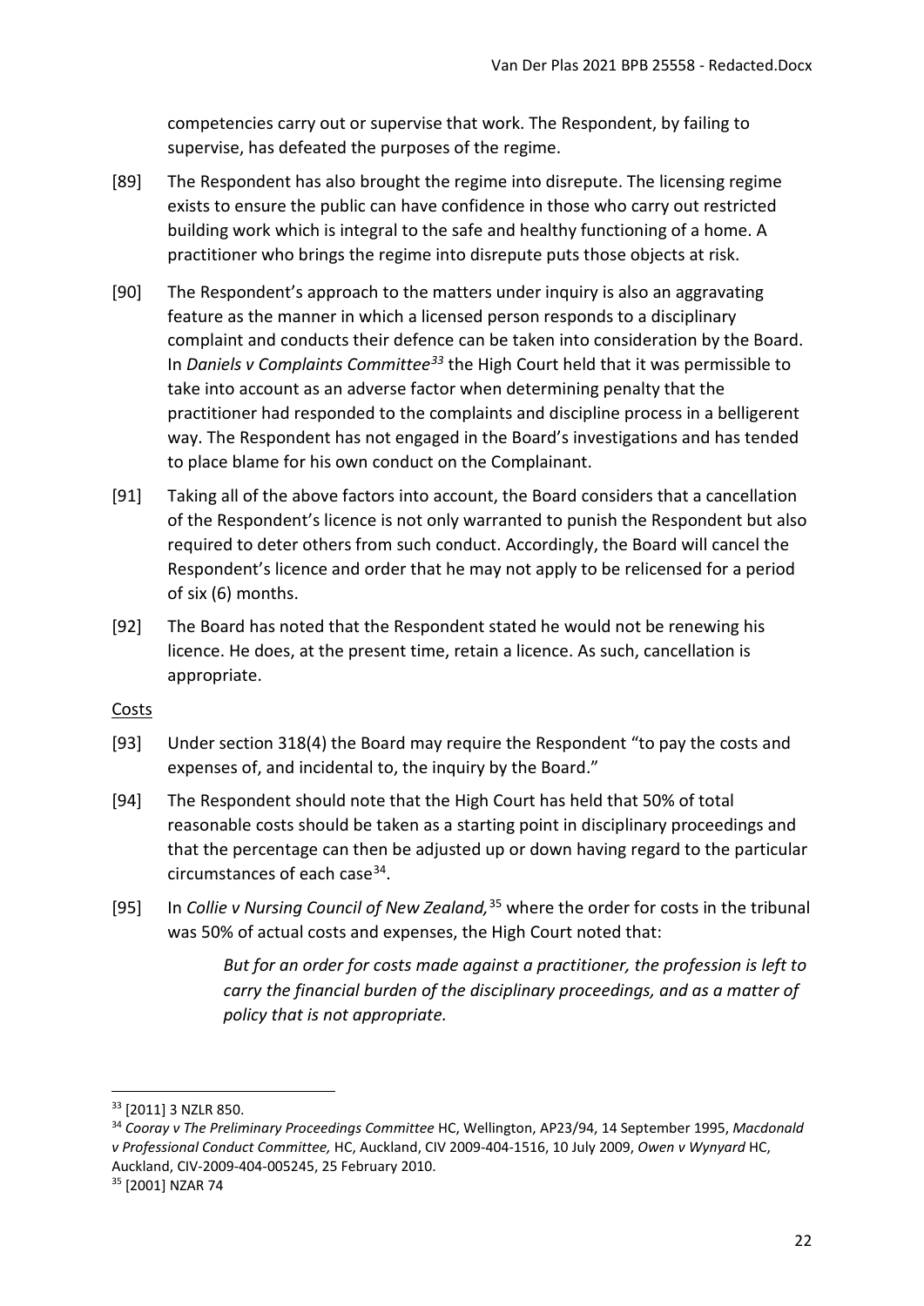competencies carry out or supervise that work. The Respondent, by failing to supervise, has defeated the purposes of the regime.

[89] The Respondent has also brought the regime into disrepute. The licensing regime exists to ensure the public can have confidence in those who carry out restricted building work which is integral to the safe and healthy functioning of a home. A practitioner who brings the regime into disrepute puts those objects at risk.

[90] The Respondent's approach to the matters under inquiry is also an aggravating feature as the manner in which a licensed person responds to a disciplinary complaint and conducts their defence can be taken into consideration by the Board. In *Daniels v Complaints Committee*[33] the High Court held that it was permissible to take into account as an adverse factor when determining penalty that the practitioner had responded to the complaints and discipline process in a belligerent way. The Respondent has not engaged in the Board's investigations and has tended to place blame for his own conduct on the Complainant.

[91] Taking all of the above factors into account, the Board considers that a cancellation of the Respondent's licence is not only warranted to punish the Respondent but also required to deter others from such conduct. Accordingly, the Board will cancel the Respondent's licence and order that he may not apply to be relicensed for a period of six (6) months.

[92] The Board has noted that the Respondent stated he would not be renewing his licence. He does, at the present time, retain a licence. As such, cancellation is appropriate.

Costs

[93] Under section 318(4) the Board may require the Respondent "to pay the costs and expenses of, and incidental to, the inquiry by the Board."

[94] The Respondent should note that the High Court has held that 50% of total reasonable costs should be taken as a starting point in disciplinary proceedings and that the percentage can then be adjusted up or down having regard to the particular circumstances of each case[34].

[95] In *Collie v Nursing Council of New Zealand,*[35] where the order for costs in the tribunal was 50% of actual costs and expenses, the High Court noted that:

> *But for an order for costs made against a practitioner, the profession is left to carry the financial burden of the disciplinary proceedings, and as a matter of policy that is not appropriate.*

---

[33] [2011] 3 NZLR 850.

[34] *Cooray v The Preliminary Proceedings Committee* HC, Wellington, AP23/94, 14 September 1995, *Macdonald v Professional Conduct Committee,* HC, Auckland, CIV 2009-404-1516, 10 July 2009, *Owen v Wynyard* HC, Auckland, CIV-2009-404-005245, 25 February 2010.

[35] [2001] NZAR 74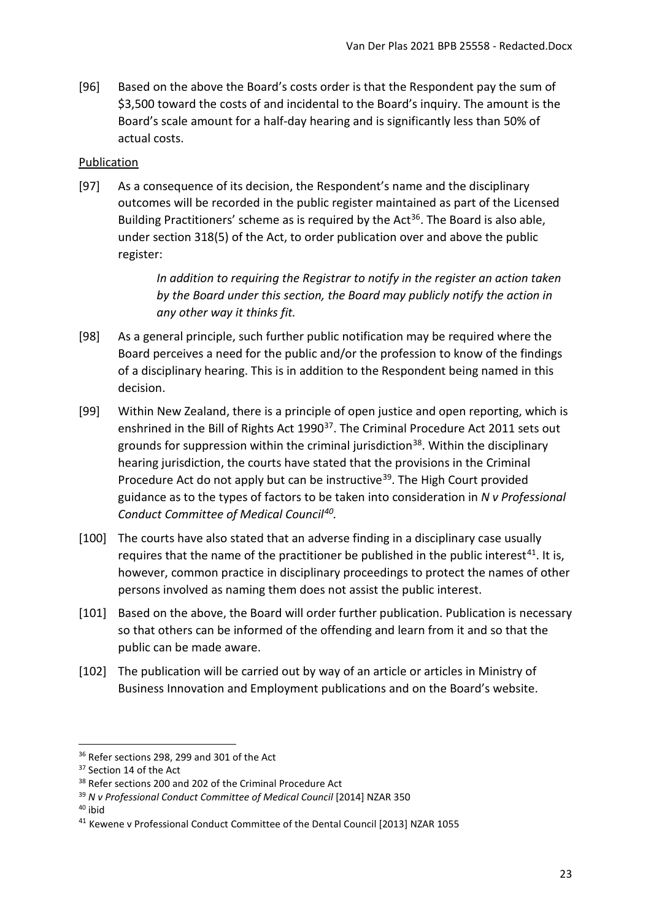[96] Based on the above the Board's costs order is that the Respondent pay the sum of $3,500 toward the costs of and incidental to the Board's inquiry. The amount is the Board's scale amount for a half-day hearing and is significantly less than 50% of actual costs.

<u>Publication</u>

[97] As a consequence of its decision, the Respondent's name and the disciplinary outcomes will be recorded in the public register maintained as part of the Licensed Building Practitioners' scheme as is required by the Act[36]. The Board is also able, under section 318(5) of the Act, to order publication over and above the public register:

> *In addition to requiring the Registrar to notify in the register an action taken by the Board under this section, the Board may publicly notify the action in any other way it thinks fit.*

[98] As a general principle, such further public notification may be required where the Board perceives a need for the public and/or the profession to know of the findings of a disciplinary hearing. This is in addition to the Respondent being named in this decision.

[99] Within New Zealand, there is a principle of open justice and open reporting, which is enshrined in the Bill of Rights Act 1990[37]. The Criminal Procedure Act 2011 sets out grounds for suppression within the criminal jurisdiction[38]. Within the disciplinary hearing jurisdiction, the courts have stated that the provisions in the Criminal Procedure Act do not apply but can be instructive[39]. The High Court provided guidance as to the types of factors to be taken into consideration in *N v Professional Conduct Committee of Medical Council*[40].

[100] The courts have also stated that an adverse finding in a disciplinary case usually requires that the name of the practitioner be published in the public interest[41]. It is, however, common practice in disciplinary proceedings to protect the names of other persons involved as naming them does not assist the public interest.

[101] Based on the above, the Board will order further publication. Publication is necessary so that others can be informed of the offending and learn from it and so that the public can be made aware.

[102] The publication will be carried out by way of an article or articles in Ministry of Business Innovation and Employment publications and on the Board's website.

---

[36] Refer sections 298, 299 and 301 of the Act

[37] Section 14 of the Act

[38] Refer sections 200 and 202 of the Criminal Procedure Act

[39] *N v Professional Conduct Committee of Medical Council* [2014] NZAR 350

[40] ibid

[41] Kewene v Professional Conduct Committee of the Dental Council [2013] NZAR 1055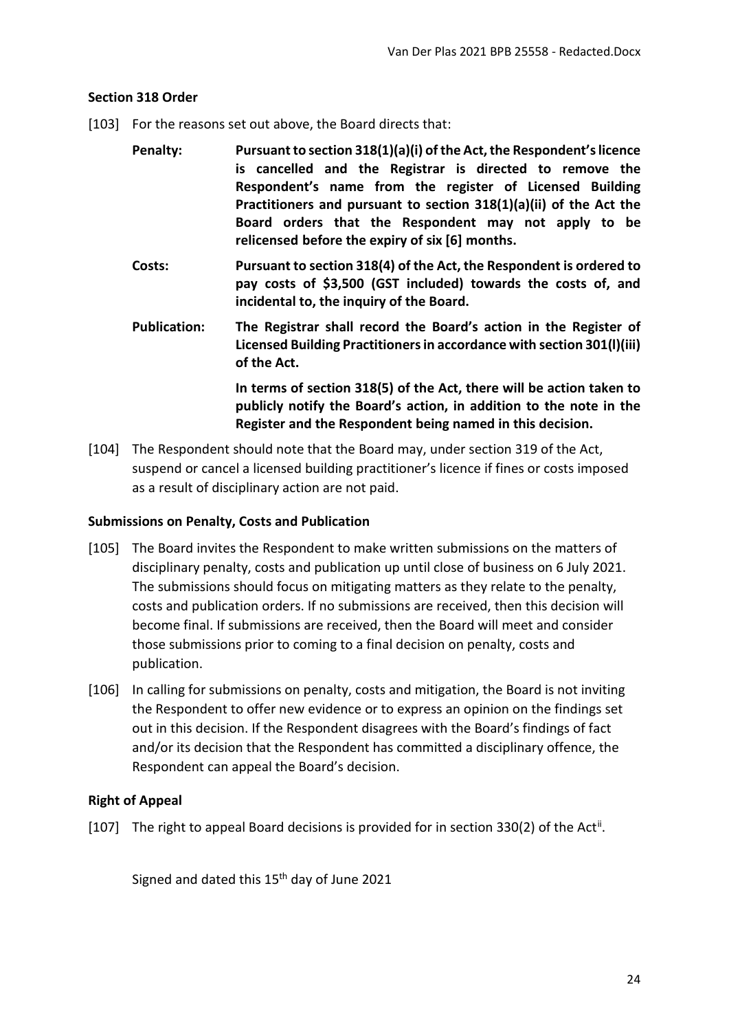## Section 318 Order

[103] For the reasons set out above, the Board directs that:

**Penalty:** **Pursuant to section 318(1)(a)(i) of the Act, the Respondent's licence is cancelled and the Registrar is directed to remove the Respondent's name from the register of Licensed Building Practitioners and pursuant to section 318(1)(a)(ii) of the Act the Board orders that the Respondent may not apply to be relicensed before the expiry of six [6] months.**

**Costs:** **Pursuant to section 318(4) of the Act, the Respondent is ordered to pay costs of $3,500 (GST included) towards the costs of, and incidental to, the inquiry of the Board.**

**Publication:** **The Registrar shall record the Board's action in the Register of Licensed Building Practitioners in accordance with section 301(l)(iii) of the Act.**

**In terms of section 318(5) of the Act, there will be action taken to publicly notify the Board's action, in addition to the note in the Register and the Respondent being named in this decision.**

[104] The Respondent should note that the Board may, under section 319 of the Act, suspend or cancel a licensed building practitioner's licence if fines or costs imposed as a result of disciplinary action are not paid.

## Submissions on Penalty, Costs and Publication

[105] The Board invites the Respondent to make written submissions on the matters of disciplinary penalty, costs and publication up until close of business on 6 July 2021. The submissions should focus on mitigating matters as they relate to the penalty, costs and publication orders. If no submissions are received, then this decision will become final. If submissions are received, then the Board will meet and consider those submissions prior to coming to a final decision on penalty, costs and publication.

[106] In calling for submissions on penalty, costs and mitigation, the Board is not inviting the Respondent to offer new evidence or to express an opinion on the findings set out in this decision. If the Respondent disagrees with the Board's findings of fact and/or its decision that the Respondent has committed a disciplinary offence, the Respondent can appeal the Board's decision.

## Right of Appeal

[107] The right to appeal Board decisions is provided for in section 330(2) of the Act[ii].

Signed and dated this 15th day of June 2021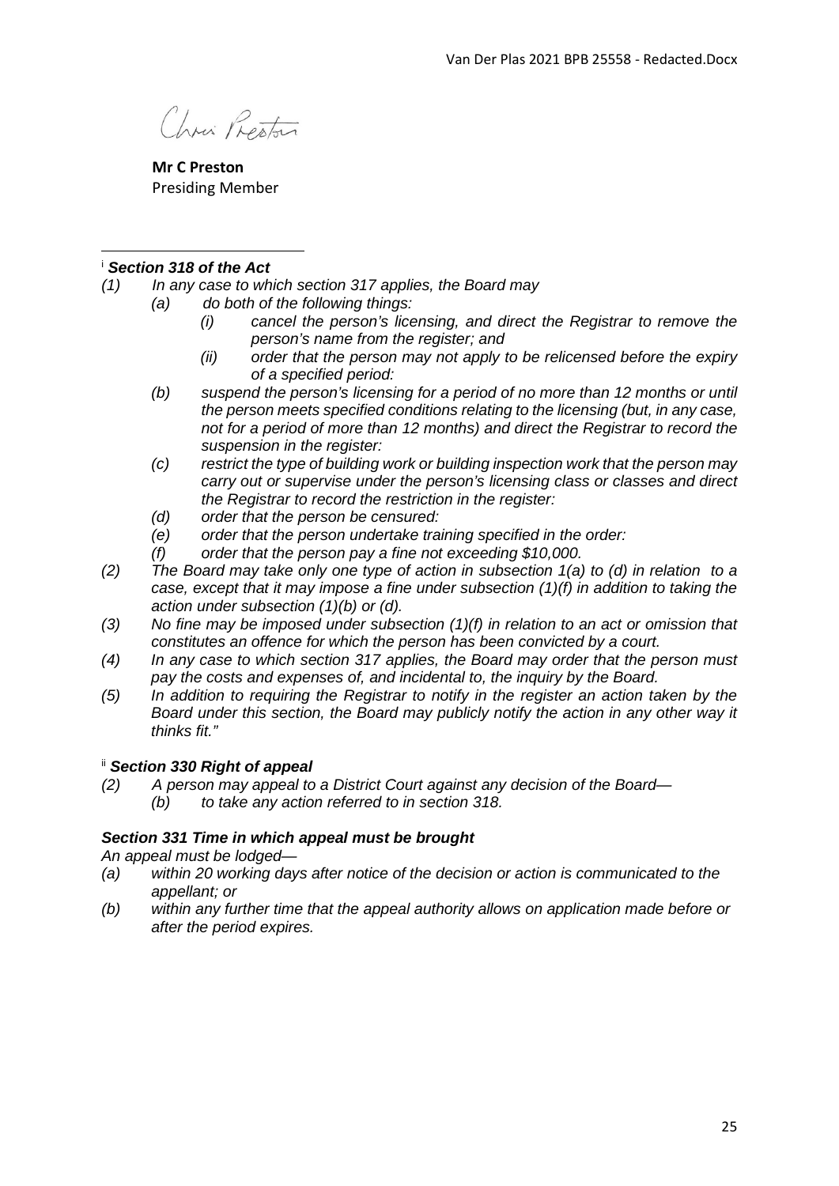Chris Preston

**Mr C Preston**
Presiding Member

[i] ***Section 318 of the Act***

*(1) In any case to which section 317 applies, the Board may*

*(a) do both of the following things:*

*(i) cancel the person's licensing, and direct the Registrar to remove the person's name from the register; and*

*(ii) order that the person may not apply to be relicensed before the expiry of a specified period:*

*(b) suspend the person's licensing for a period of no more than 12 months or until the person meets specified conditions relating to the licensing (but, in any case, not for a period of more than 12 months) and direct the Registrar to record the suspension in the register:*

*(c) restrict the type of building work or building inspection work that the person may carry out or supervise under the person's licensing class or classes and direct the Registrar to record the restriction in the register:*

*(d) order that the person be censured:*

*(e) order that the person undertake training specified in the order:*

*(f) order that the person pay a fine not exceeding $10,000.*

*(2) The Board may take only one type of action in subsection 1(a) to (d) in relation to a case, except that it may impose a fine under subsection (1)(f) in addition to taking the action under subsection (1)(b) or (d).*

*(3) No fine may be imposed under subsection (1)(f) in relation to an act or omission that constitutes an offence for which the person has been convicted by a court.*

*(4) In any case to which section 317 applies, the Board may order that the person must pay the costs and expenses of, and incidental to, the inquiry by the Board.*

*(5) In addition to requiring the Registrar to notify in the register an action taken by the Board under this section, the Board may publicly notify the action in any other way it thinks fit."*

[ii] ***Section 330 Right of appeal***

*(2) A person may appeal to a District Court against any decision of the Board—*

*(b) to take any action referred to in section 318.*

***Section 331 Time in which appeal must be brought***

*An appeal must be lodged—*

*(a) within 20 working days after notice of the decision or action is communicated to the appellant; or*

*(b) within any further time that the appeal authority allows on application made before or after the period expires.*